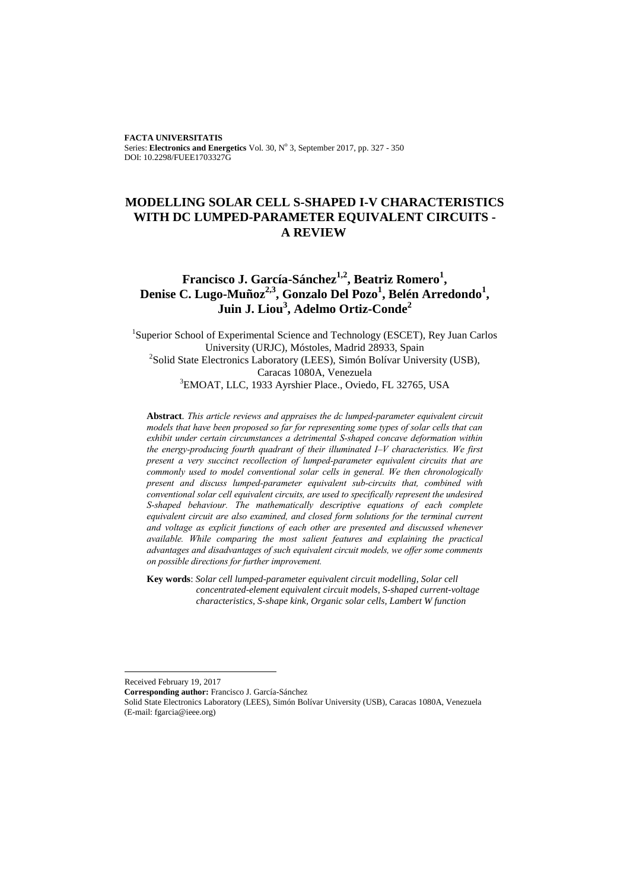**FACTA UNIVERSITATIS**
Series: **Electronics and Energetics** Vol. 30, N° 3, September 2017, pp. 327 - 350
DOI: 10.2298/FUEE1703327G

# MODELLING SOLAR CELL S-SHAPED I-V CHARACTERISTICS WITH DC LUMPED-PARAMETER EQUIVALENT CIRCUITS - A REVIEW

## Francisco J. García-Sánchez[1,2], Beatriz Romero[1], Denise C. Lugo-Muñoz[2,3], Gonzalo Del Pozo[1], Belén Arredondo[1], Juin J. Liou[3], Adelmo Ortiz-Conde[2]

[1]Superior School of Experimental Science and Technology (ESCET), Rey Juan Carlos University (URJC), Móstoles, Madrid 28933, Spain
[2]Solid State Electronics Laboratory (LEES), Simón Bolívar University (USB), Caracas 1080A, Venezuela
[3]EMOAT, LLC, 1933 Ayrshier Place., Oviedo, FL 32765, USA

**Abstract**. *This article reviews and appraises the dc lumped-parameter equivalent circuit models that have been proposed so far for representing some types of solar cells that can exhibit under certain circumstances a detrimental S-shaped concave deformation within the energy-producing fourth quadrant of their illuminated I–V characteristics. We first present a very succinct recollection of lumped-parameter equivalent circuits that are commonly used to model conventional solar cells in general. We then chronologically present and discuss lumped-parameter equivalent sub-circuits that, combined with conventional solar cell equivalent circuits, are used to specifically represent the undesired S-shaped behaviour. The mathematically descriptive equations of each complete equivalent circuit are also examined, and closed form solutions for the terminal current and voltage as explicit functions of each other are presented and discussed whenever available. While comparing the most salient features and explaining the practical advantages and disadvantages of such equivalent circuit models, we offer some comments on possible directions for further improvement.*

**Key words**: *Solar cell lumped-parameter equivalent circuit modelling, Solar cell concentrated-element equivalent circuit models, S-shaped current-voltage characteristics, S-shape kink, Organic solar cells, Lambert W function*

---

Received February 19, 2017
**Corresponding author:** Francisco J. García-Sánchez
Solid State Electronics Laboratory (LEES), Simón Bolívar University (USB), Caracas 1080A, Venezuela
(E-mail: fgarcia@ieee.org)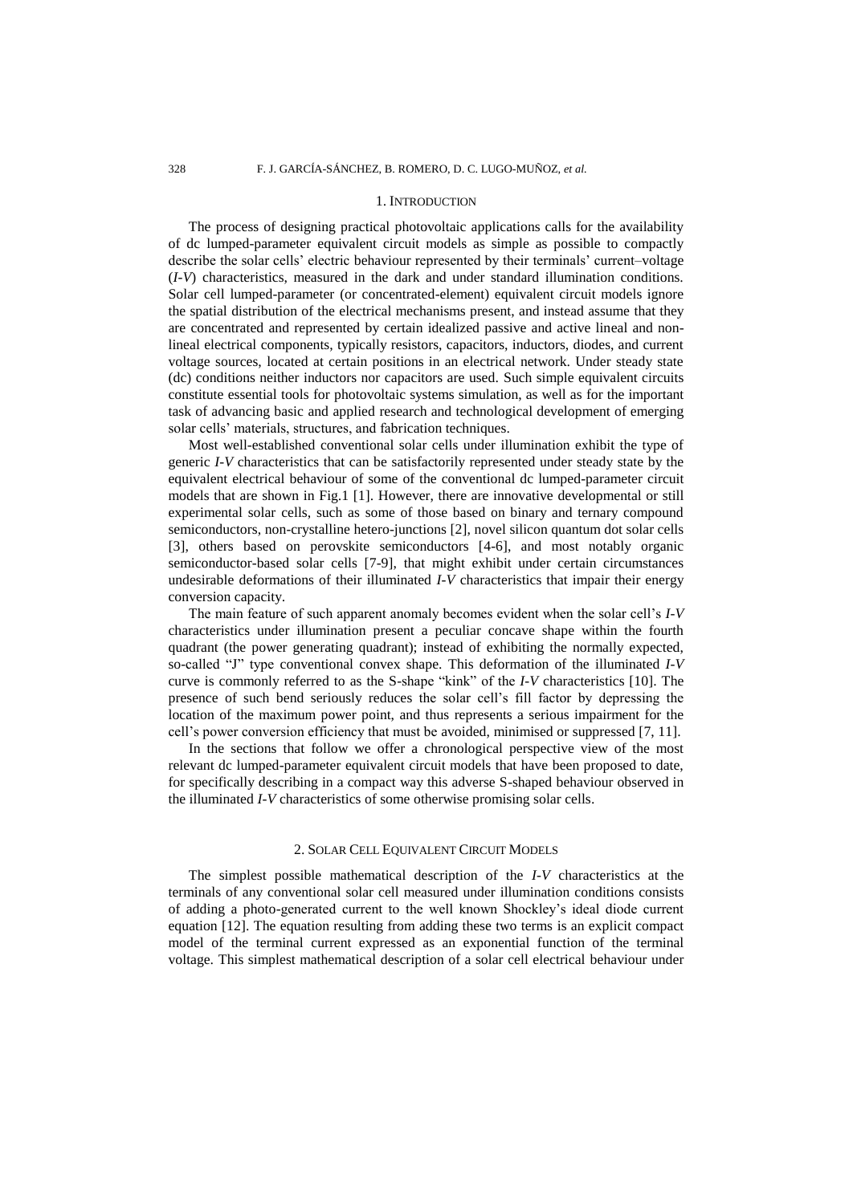## 1. INTRODUCTION

The process of designing practical photovoltaic applications calls for the availability of dc lumped-parameter equivalent circuit models as simple as possible to compactly describe the solar cells' electric behaviour represented by their terminals' current–voltage (*I-V*) characteristics, measured in the dark and under standard illumination conditions. Solar cell lumped-parameter (or concentrated-element) equivalent circuit models ignore the spatial distribution of the electrical mechanisms present, and instead assume that they are concentrated and represented by certain idealized passive and active lineal and non-lineal electrical components, typically resistors, capacitors, inductors, diodes, and current voltage sources, located at certain positions in an electrical network. Under steady state (dc) conditions neither inductors nor capacitors are used. Such simple equivalent circuits constitute essential tools for photovoltaic systems simulation, as well as for the important task of advancing basic and applied research and technological development of emerging solar cells' materials, structures, and fabrication techniques.

Most well-established conventional solar cells under illumination exhibit the type of generic *I-V* characteristics that can be satisfactorily represented under steady state by the equivalent electrical behaviour of some of the conventional dc lumped-parameter circuit models that are shown in Fig.1 [1]. However, there are innovative developmental or still experimental solar cells, such as some of those based on binary and ternary compound semiconductors, non-crystalline hetero-junctions [2], novel silicon quantum dot solar cells [3], others based on perovskite semiconductors [4-6], and most notably organic semiconductor-based solar cells [7-9], that might exhibit under certain circumstances undesirable deformations of their illuminated *I-V* characteristics that impair their energy conversion capacity.

The main feature of such apparent anomaly becomes evident when the solar cell's *I-V* characteristics under illumination present a peculiar concave shape within the fourth quadrant (the power generating quadrant); instead of exhibiting the normally expected, so-called "J" type conventional convex shape. This deformation of the illuminated *I-V* curve is commonly referred to as the S-shape "kink" of the *I-V* characteristics [10]. The presence of such bend seriously reduces the solar cell's fill factor by depressing the location of the maximum power point, and thus represents a serious impairment for the cell's power conversion efficiency that must be avoided, minimised or suppressed [7, 11].

In the sections that follow we offer a chronological perspective view of the most relevant dc lumped-parameter equivalent circuit models that have been proposed to date, for specifically describing in a compact way this adverse S-shaped behaviour observed in the illuminated *I-V* characteristics of some otherwise promising solar cells.

## 2. SOLAR CELL EQUIVALENT CIRCUIT MODELS

The simplest possible mathematical description of the *I-V* characteristics at the terminals of any conventional solar cell measured under illumination conditions consists of adding a photo-generated current to the well known Shockley's ideal diode current equation [12]. The equation resulting from adding these two terms is an explicit compact model of the terminal current expressed as an exponential function of the terminal voltage. This simplest mathematical description of a solar cell electrical behaviour under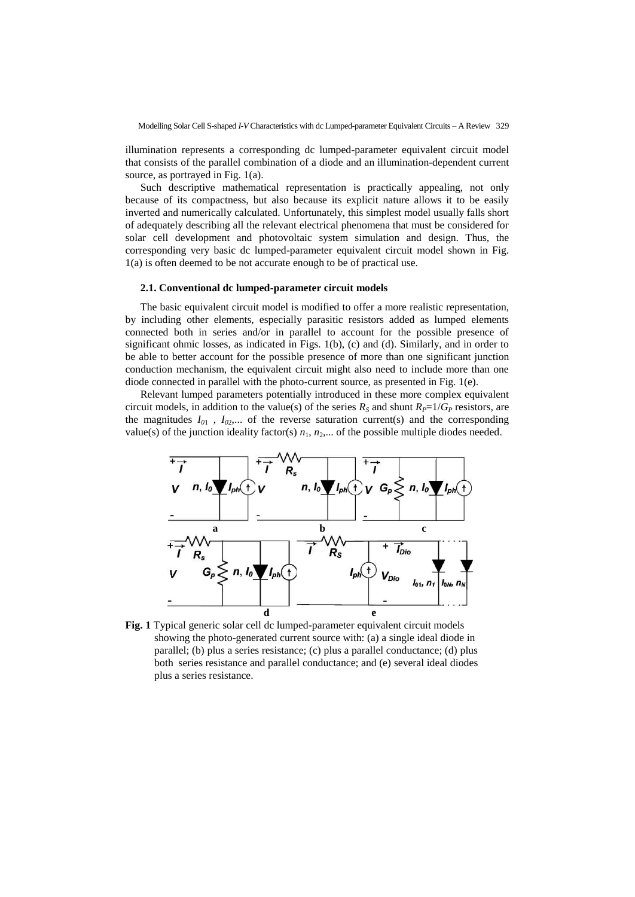illumination represents a corresponding dc lumped-parameter equivalent circuit model that consists of the parallel combination of a diode and an illumination-dependent current source, as portrayed in Fig. 1(a).

Such descriptive mathematical representation is practically appealing, not only because of its compactness, but also because its explicit nature allows it to be easily inverted and numerically calculated. Unfortunately, this simplest model usually falls short of adequately describing all the relevant electrical phenomena that must be considered for solar cell development and photovoltaic system simulation and design. Thus, the corresponding very basic dc lumped-parameter equivalent circuit model shown in Fig. 1(a) is often deemed to be not accurate enough to be of practical use.

### 2.1. Conventional dc lumped-parameter circuit models

The basic equivalent circuit model is modified to offer a more realistic representation, by including other elements, especially parasitic resistors added as lumped elements connected both in series and/or in parallel to account for the possible presence of significant ohmic losses, as indicated in Figs. 1(b), (c) and (d). Similarly, and in order to be able to better account for the possible presence of more than one significant junction conduction mechanism, the equivalent circuit might also need to include more than one diode connected in parallel with the photo-current source, as presented in Fig. 1(e).

Relevant lumped parameters potentially introduced in these more complex equivalent circuit models, in addition to the value(s) of the series $R_S$ and shunt $R_P=1/G_P$ resistors, are the magnitudes $I_{01}$ , $I_{02}$,... of the reverse saturation current(s) and the corresponding value(s) of the junction ideality factor(s) $n_1$, $n_2$,... of the possible multiple diodes needed.

**Fig. 1** Typical generic solar cell dc lumped-parameter equivalent circuit models showing the photo-generated current source with: (a) a single ideal diode in parallel; (b) plus a series resistance; (c) plus a parallel conductance; (d) plus both series resistance and parallel conductance; and (e) several ideal diodes plus a series resistance.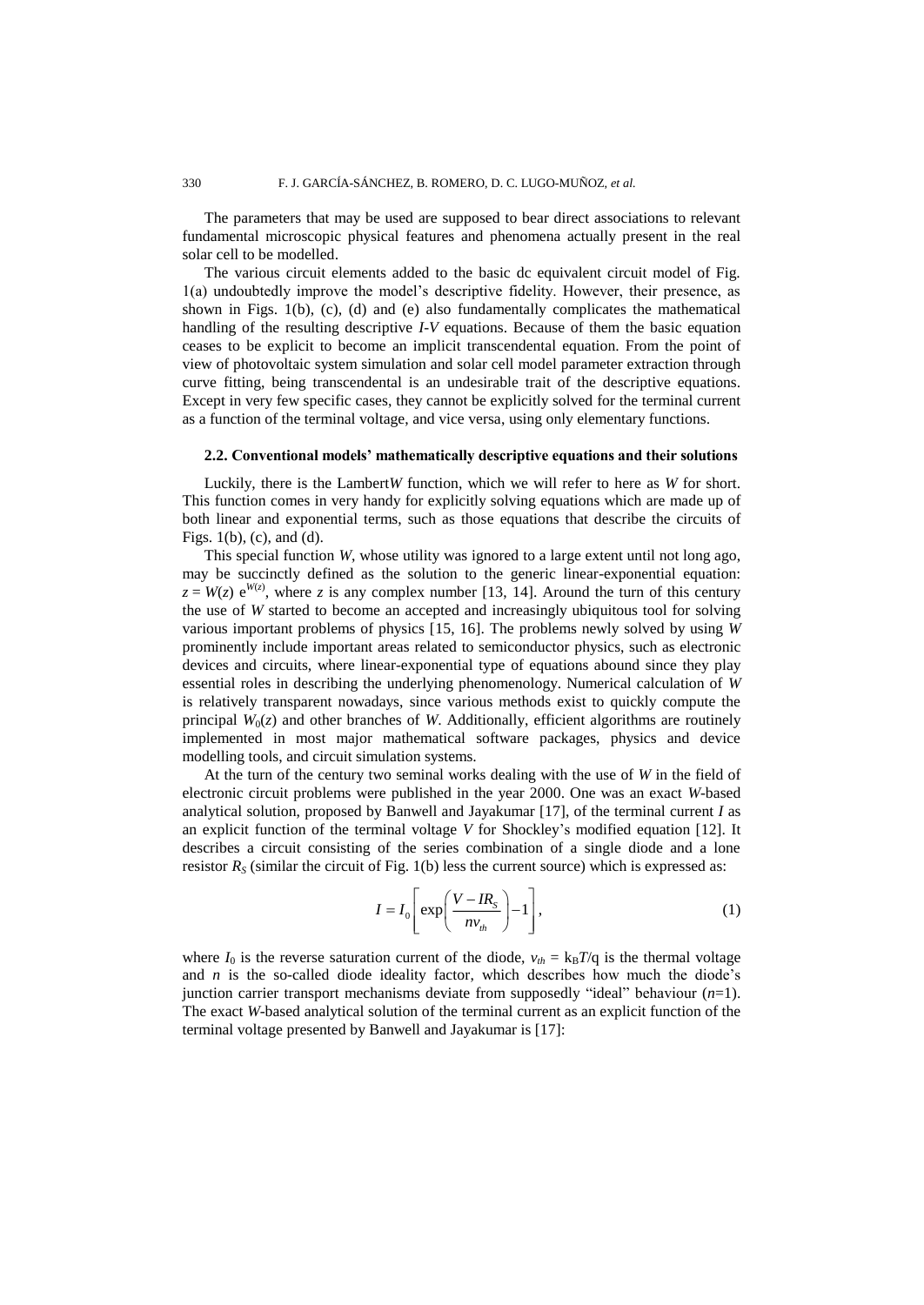The parameters that may be used are supposed to bear direct associations to relevant fundamental microscopic physical features and phenomena actually present in the real solar cell to be modelled.

The various circuit elements added to the basic dc equivalent circuit model of Fig. 1(a) undoubtedly improve the model's descriptive fidelity. However, their presence, as shown in Figs. 1(b), (c), (d) and (e) also fundamentally complicates the mathematical handling of the resulting descriptive *I-V* equations. Because of them the basic equation ceases to be explicit to become an implicit transcendental equation. From the point of view of photovoltaic system simulation and solar cell model parameter extraction through curve fitting, being transcendental is an undesirable trait of the descriptive equations. Except in very few specific cases, they cannot be explicitly solved for the terminal current as a function of the terminal voltage, and vice versa, using only elementary functions.

### 2.2. Conventional models' mathematically descriptive equations and their solutions

Luckily, there is the Lambert*W* function, which we will refer to here as *W* for short. This function comes in very handy for explicitly solving equations which are made up of both linear and exponential terms, such as those equations that describe the circuits of Figs. 1(b), (c), and (d).

This special function *W*, whose utility was ignored to a large extent until not long ago, may be succinctly defined as the solution to the generic linear-exponential equation: $z = W(z)\,e^{W(z)}$, where $z$ is any complex number [13, 14]. Around the turn of this century the use of *W* started to become an accepted and increasingly ubiquitous tool for solving various important problems of physics [15, 16]. The problems newly solved by using *W* prominently include important areas related to semiconductor physics, such as electronic devices and circuits, where linear-exponential type of equations abound since they play essential roles in describing the underlying phenomenology. Numerical calculation of *W* is relatively transparent nowadays, since various methods exist to quickly compute the principal $W_0(z)$ and other branches of *W*. Additionally, efficient algorithms are routinely implemented in most major mathematical software packages, physics and device modelling tools, and circuit simulation systems.

At the turn of the century two seminal works dealing with the use of *W* in the field of electronic circuit problems were published in the year 2000. One was an exact *W*-based analytical solution, proposed by Banwell and Jayakumar [17], of the terminal current *I* as an explicit function of the terminal voltage *V* for Shockley's modified equation [12]. It describes a circuit consisting of the series combination of a single diode and a lone resistor $R_S$ (similar the circuit of Fig. 1(b) less the current source) which is expressed as:

$$I = I_0 \left[ \exp\left( \frac{V - IR_S}{nv_{th}} \right) - 1 \right], \tag{1}$$

where $I_0$ is the reverse saturation current of the diode, $v_{th} = k_B T/q$ is the thermal voltage and $n$ is the so-called diode ideality factor, which describes how much the diode's junction carrier transport mechanisms deviate from supposedly "ideal" behaviour ($n$=1). The exact *W*-based analytical solution of the terminal current as an explicit function of the terminal voltage presented by Banwell and Jayakumar is [17]: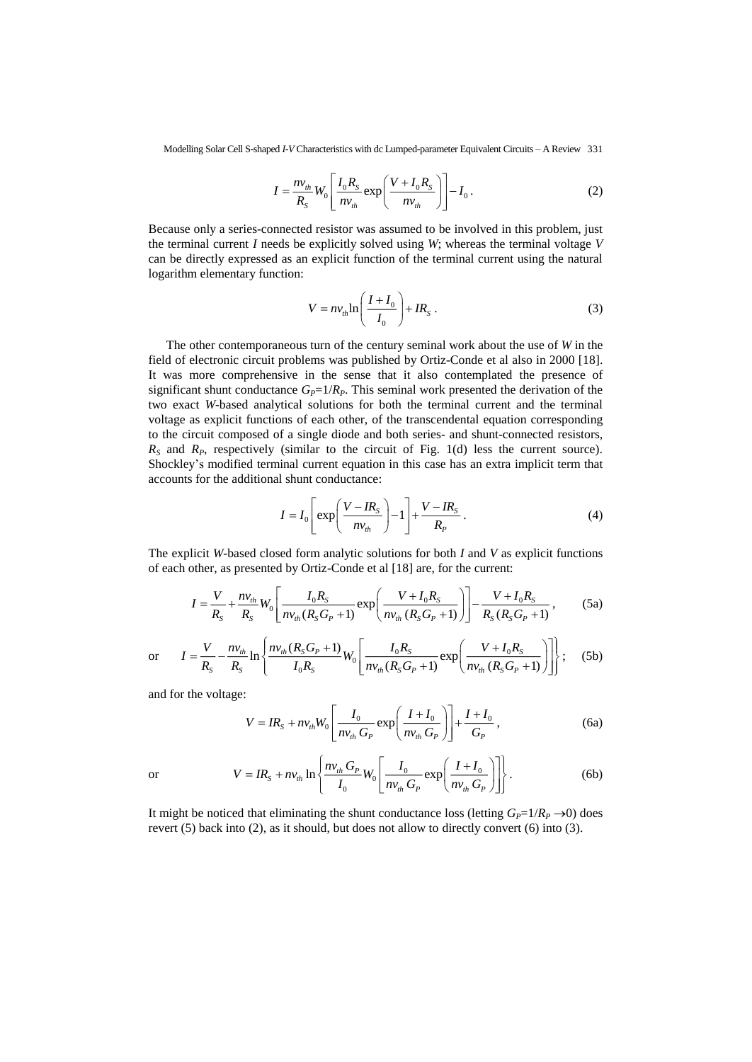$$I = \frac{nv_{th}}{R_S} W_0 \left[ \frac{I_0 R_S}{nv_{th}} \exp\left( \frac{V + I_0 R_S}{nv_{th}} \right) \right] - I_0 . \tag{2}$$

Because only a series-connected resistor was assumed to be involved in this problem, just the terminal current $I$ needs be explicitly solved using $W$; whereas the terminal voltage $V$ can be directly expressed as an explicit function of the terminal current using the natural logarithm elementary function:

$$V = nv_{th} \ln\left( \frac{I + I_0}{I_0} \right) + IR_S . \tag{3}$$

The other contemporaneous turn of the century seminal work about the use of $W$ in the field of electronic circuit problems was published by Ortiz-Conde et al also in 2000 [18]. It was more comprehensive in the sense that it also contemplated the presence of significant shunt conductance $G_P$=1/$R_P$. This seminal work presented the derivation of the two exact $W$-based analytical solutions for both the terminal current and the terminal voltage as explicit functions of each other, of the transcendental equation corresponding to the circuit composed of a single diode and both series- and shunt-connected resistors, $R_S$ and $R_P$, respectively (similar to the circuit of Fig. 1(d) less the current source). Shockley's modified terminal current equation in this case has an extra implicit term that accounts for the additional shunt conductance:

$$I = I_0 \left[ \exp\left( \frac{V - IR_S}{nv_{th}} \right) - 1 \right] + \frac{V - IR_S}{R_P} . \tag{4}$$

The explicit $W$-based closed form analytic solutions for both $I$ and $V$ as explicit functions of each other, as presented by Ortiz-Conde et al [18] are, for the current:

$$I = \frac{V}{R_S} + \frac{nv_{th}}{R_S} W_0 \left[ \frac{I_0 R_S}{nv_{th} (R_S G_P + 1)} \exp\left( \frac{V + I_0 R_S}{nv_{th} (R_S G_P + 1)} \right) \right] - \frac{V + I_0 R_S}{R_S (R_S G_P + 1)} , \tag{5a}$$

or

$$I = \frac{V}{R_S} - \frac{nv_{th}}{R_S} \ln\left\{ \frac{nv_{th} (R_S G_P + 1)}{I_0 R_S} W_0 \left[ \frac{I_0 R_S}{nv_{th} (R_S G_P + 1)} \exp\left( \frac{V + I_0 R_S}{nv_{th} (R_S G_P + 1)} \right) \right] \right\} ; \tag{5b}$$

and for the voltage:

$$V = IR_S + nv_{th} W_0 \left[ \frac{I_0}{nv_{th} G_P} \exp\left( \frac{I + I_0}{nv_{th} G_P} \right) \right] + \frac{I + I_0}{G_P} , \tag{6a}$$

or

$$V = IR_S + nv_{th} \ln\left\{ \frac{nv_{th} G_P}{I_0} W_0 \left[ \frac{I_0}{nv_{th} G_P} \exp\left( \frac{I + I_0}{nv_{th} G_P} \right) \right] \right\} . \tag{6b}$$

It might be noticed that eliminating the shunt conductance loss (letting $G_P$=1/$R_P \rightarrow 0$) does revert (5) back into (2), as it should, but does not allow to directly convert (6) into (3).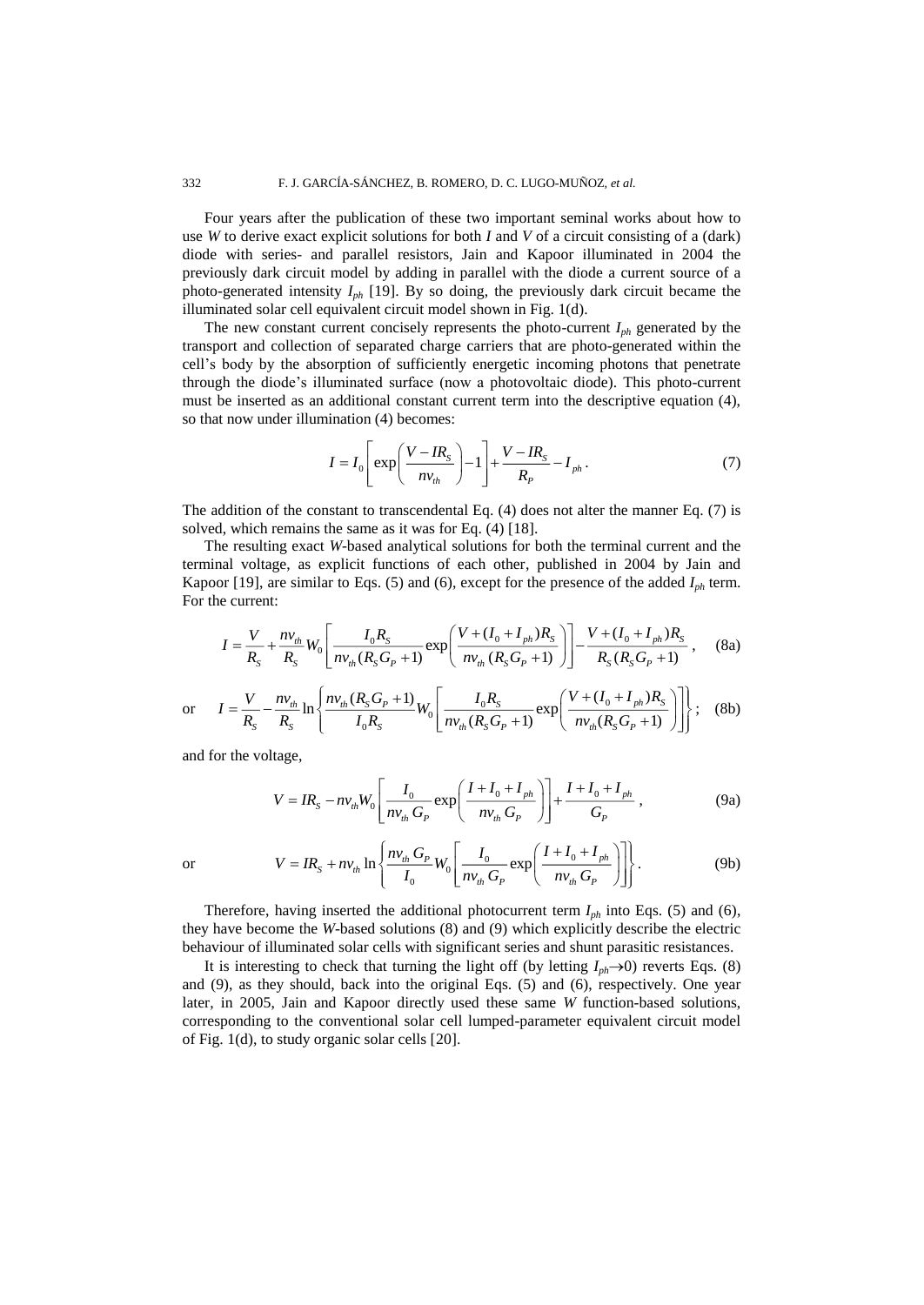Four years after the publication of these two important seminal works about how to use $W$ to derive exact explicit solutions for both $I$ and $V$ of a circuit consisting of a (dark) diode with series- and parallel resistors, Jain and Kapoor illuminated in 2004 the previously dark circuit model by adding in parallel with the diode a current source of a photo-generated intensity $I_{ph}$ [19]. By so doing, the previously dark circuit became the illuminated solar cell equivalent circuit model shown in Fig. 1(d).

The new constant current concisely represents the photo-current $I_{ph}$ generated by the transport and collection of separated charge carriers that are photo-generated within the cell's body by the absorption of sufficiently energetic incoming photons that penetrate through the diode's illuminated surface (now a photovoltaic diode). This photo-current must be inserted as an additional constant current term into the descriptive equation (4), so that now under illumination (4) becomes:

$$I = I_0\left[\exp\left(\frac{V - IR_S}{nv_{th}}\right) - 1\right] + \frac{V - IR_S}{R_P} - I_{ph}\,. \tag{7}$$

The addition of the constant to transcendental Eq. (4) does not alter the manner Eq. (7) is solved, which remains the same as it was for Eq. (4) [18].

The resulting exact $W$-based analytical solutions for both the terminal current and the terminal voltage, as explicit functions of each other, published in 2004 by Jain and Kapoor [19], are similar to Eqs. (5) and (6), except for the presence of the added $I_{ph}$ term. For the current:

$$I = \frac{V}{R_S} + \frac{nv_{th}}{R_S} W_0\left[\frac{I_0 R_S}{nv_{th}(R_S G_P + 1)}\exp\left(\frac{V + (I_0 + I_{ph})R_S}{nv_{th}(R_S G_P + 1)}\right)\right] - \frac{V + (I_0 + I_{ph})R_S}{R_S(R_S G_P + 1)}\,, \tag{8a}$$

or

$$I = \frac{V}{R_S} - \frac{nv_{th}}{R_S}\ln\left\{\frac{nv_{th}(R_S G_P + 1)}{I_0 R_S} W_0\left[\frac{I_0 R_S}{nv_{th}(R_S G_P + 1)}\exp\left(\frac{V + (I_0 + I_{ph})R_S}{nv_{th}(R_S G_P + 1)}\right)\right]\right\}; \tag{8b}$$

and for the voltage,

$$V = IR_S - nv_{th} W_0\left[\frac{I_0}{nv_{th}\,G_P}\exp\left(\frac{I + I_0 + I_{ph}}{nv_{th}\,G_P}\right)\right] + \frac{I + I_0 + I_{ph}}{G_P}\,, \tag{9a}$$

or

$$V = IR_S + nv_{th}\ln\left\{\frac{nv_{th}\,G_P}{I_0} W_0\left[\frac{I_0}{nv_{th}\,G_P}\exp\left(\frac{I + I_0 + I_{ph}}{nv_{th}\,G_P}\right)\right]\right\}. \tag{9b}$$

Therefore, having inserted the additional photocurrent term $I_{ph}$ into Eqs. (5) and (6), they have become the $W$-based solutions (8) and (9) which explicitly describe the electric behaviour of illuminated solar cells with significant series and shunt parasitic resistances.

It is interesting to check that turning the light off (by letting $I_{ph}\rightarrow 0$) reverts Eqs. (8) and (9), as they should, back into the original Eqs. (5) and (6), respectively. One year later, in 2005, Jain and Kapoor directly used these same $W$ function-based solutions, corresponding to the conventional solar cell lumped-parameter equivalent circuit model of Fig. 1(d), to study organic solar cells [20].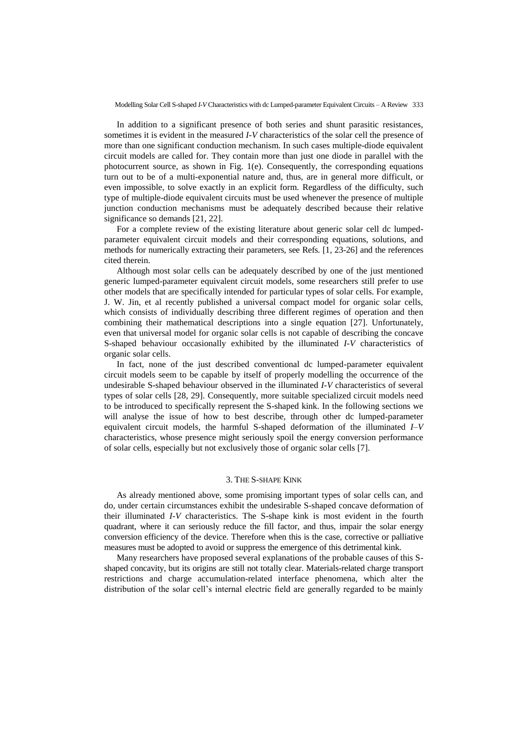In addition to a significant presence of both series and shunt parasitic resistances, sometimes it is evident in the measured *I-V* characteristics of the solar cell the presence of more than one significant conduction mechanism. In such cases multiple-diode equivalent circuit models are called for. They contain more than just one diode in parallel with the photocurrent source, as shown in Fig. 1(e). Consequently, the corresponding equations turn out to be of a multi-exponential nature and, thus, are in general more difficult, or even impossible, to solve exactly in an explicit form. Regardless of the difficulty, such type of multiple-diode equivalent circuits must be used whenever the presence of multiple junction conduction mechanisms must be adequately described because their relative significance so demands [21, 22].

For a complete review of the existing literature about generic solar cell dc lumped-parameter equivalent circuit models and their corresponding equations, solutions, and methods for numerically extracting their parameters, see Refs. [1, 23-26] and the references cited therein.

Although most solar cells can be adequately described by one of the just mentioned generic lumped-parameter equivalent circuit models, some researchers still prefer to use other models that are specifically intended for particular types of solar cells. For example, J. W. Jin, et al recently published a universal compact model for organic solar cells, which consists of individually describing three different regimes of operation and then combining their mathematical descriptions into a single equation [27]. Unfortunately, even that universal model for organic solar cells is not capable of describing the concave S-shaped behaviour occasionally exhibited by the illuminated *I-V* characteristics of organic solar cells.

In fact, none of the just described conventional dc lumped-parameter equivalent circuit models seem to be capable by itself of properly modelling the occurrence of the undesirable S-shaped behaviour observed in the illuminated *I-V* characteristics of several types of solar cells [28, 29]. Consequently, more suitable specialized circuit models need to be introduced to specifically represent the S-shaped kink. In the following sections we will analyse the issue of how to best describe, through other dc lumped-parameter equivalent circuit models, the harmful S-shaped deformation of the illuminated *I–V* characteristics, whose presence might seriously spoil the energy conversion performance of solar cells, especially but not exclusively those of organic solar cells [7].

## 3. The S-shape Kink

As already mentioned above, some promising important types of solar cells can, and do, under certain circumstances exhibit the undesirable S-shaped concave deformation of their illuminated *I-V* characteristics. The S-shape kink is most evident in the fourth quadrant, where it can seriously reduce the fill factor, and thus, impair the solar energy conversion efficiency of the device. Therefore when this is the case, corrective or palliative measures must be adopted to avoid or suppress the emergence of this detrimental kink.

Many researchers have proposed several explanations of the probable causes of this S-shaped concavity, but its origins are still not totally clear. Materials-related charge transport restrictions and charge accumulation-related interface phenomena, which alter the distribution of the solar cell's internal electric field are generally regarded to be mainly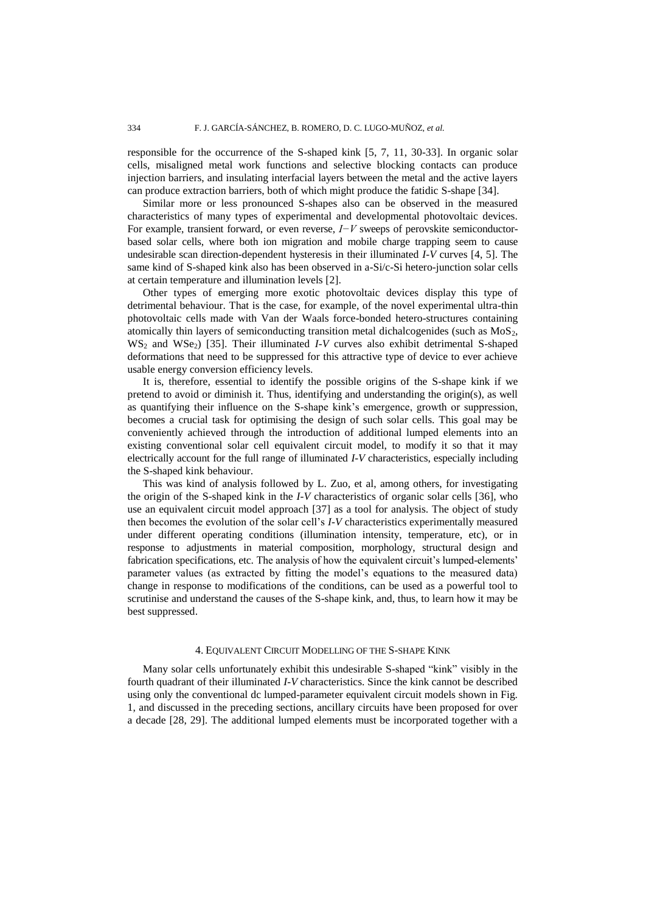responsible for the occurrence of the S-shaped kink [5, 7, 11, 30-33]. In organic solar cells, misaligned metal work functions and selective blocking contacts can produce injection barriers, and insulating interfacial layers between the metal and the active layers can produce extraction barriers, both of which might produce the fatidic S-shape [34].

Similar more or less pronounced S-shapes also can be observed in the measured characteristics of many types of experimental and developmental photovoltaic devices. For example, transient forward, or even reverse, $I-V$ sweeps of perovskite semiconductor-based solar cells, where both ion migration and mobile charge trapping seem to cause undesirable scan direction-dependent hysteresis in their illuminated *I-V* curves [4, 5]. The same kind of S-shaped kink also has been observed in a-Si/c-Si hetero-junction solar cells at certain temperature and illumination levels [2].

Other types of emerging more exotic photovoltaic devices display this type of detrimental behaviour. That is the case, for example, of the novel experimental ultra-thin photovoltaic cells made with Van der Waals force-bonded hetero-structures containing atomically thin layers of semiconducting transition metal dichalcogenides (such as $MoS_2$, $WS_2$ and $WSe_2$) [35]. Their illuminated *I-V* curves also exhibit detrimental S-shaped deformations that need to be suppressed for this attractive type of device to ever achieve usable energy conversion efficiency levels.

It is, therefore, essential to identify the possible origins of the S-shape kink if we pretend to avoid or diminish it. Thus, identifying and understanding the origin(s), as well as quantifying their influence on the S-shape kink's emergence, growth or suppression, becomes a crucial task for optimising the design of such solar cells. This goal may be conveniently achieved through the introduction of additional lumped elements into an existing conventional solar cell equivalent circuit model, to modify it so that it may electrically account for the full range of illuminated *I-V* characteristics, especially including the S-shaped kink behaviour.

This was kind of analysis followed by L. Zuo, et al, among others, for investigating the origin of the S-shaped kink in the *I-V* characteristics of organic solar cells [36], who use an equivalent circuit model approach [37] as a tool for analysis. The object of study then becomes the evolution of the solar cell's *I-V* characteristics experimentally measured under different operating conditions (illumination intensity, temperature, etc), or in response to adjustments in material composition, morphology, structural design and fabrication specifications, etc. The analysis of how the equivalent circuit's lumped-elements' parameter values (as extracted by fitting the model's equations to the measured data) change in response to modifications of the conditions, can be used as a powerful tool to scrutinise and understand the causes of the S-shape kink, and, thus, to learn how it may be best suppressed.

## 4. Equivalent Circuit Modelling of the S-shape Kink

Many solar cells unfortunately exhibit this undesirable S-shaped "kink" visibly in the fourth quadrant of their illuminated *I-V* characteristics. Since the kink cannot be described using only the conventional dc lumped-parameter equivalent circuit models shown in Fig. 1, and discussed in the preceding sections, ancillary circuits have been proposed for over a decade [28, 29]. The additional lumped elements must be incorporated together with a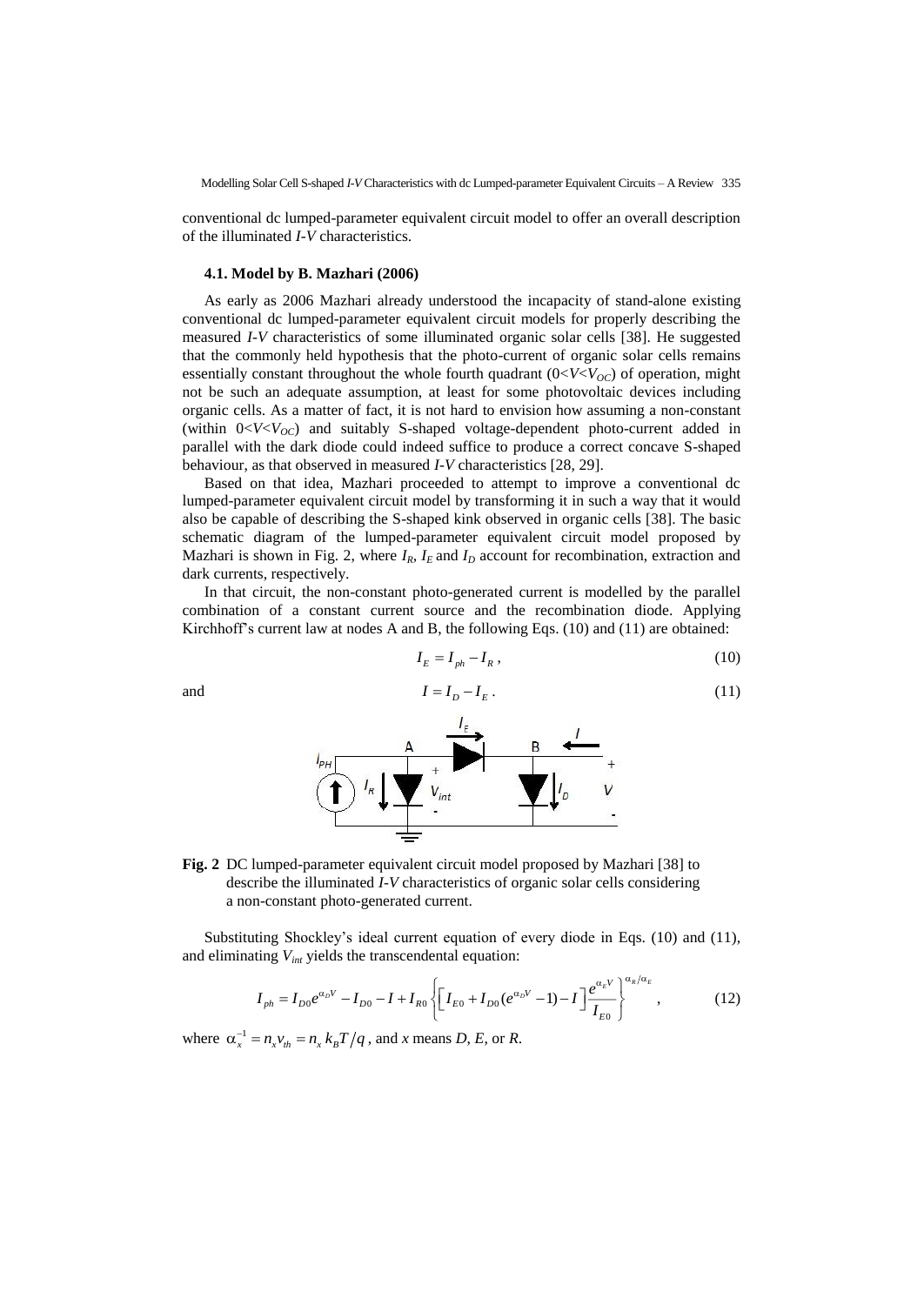conventional dc lumped-parameter equivalent circuit model to offer an overall description of the illuminated *I-V* characteristics.

### 4.1. Model by B. Mazhari (2006)

As early as 2006 Mazhari already understood the incapacity of stand-alone existing conventional dc lumped-parameter equivalent circuit models for properly describing the measured *I-V* characteristics of some illuminated organic solar cells [38]. He suggested that the commonly held hypothesis that the photo-current of organic solar cells remains essentially constant throughout the whole fourth quadrant ($0<V<V_{OC}$) of operation, might not be such an adequate assumption, at least for some photovoltaic devices including organic cells. As a matter of fact, it is not hard to envision how assuming a non-constant (within $0<V<V_{OC}$) and suitably S-shaped voltage-dependent photo-current added in parallel with the dark diode could indeed suffice to produce a correct concave S-shaped behaviour, as that observed in measured *I-V* characteristics [28, 29].

Based on that idea, Mazhari proceeded to attempt to improve a conventional dc lumped-parameter equivalent circuit model by transforming it in such a way that it would also be capable of describing the S-shaped kink observed in organic cells [38]. The basic schematic diagram of the lumped-parameter equivalent circuit model proposed by Mazhari is shown in Fig. 2, where $I_R$, $I_E$ and $I_D$ account for recombination, extraction and dark currents, respectively.

In that circuit, the non-constant photo-generated current is modelled by the parallel combination of a constant current source and the recombination diode. Applying Kirchhoff's current law at nodes A and B, the following Eqs. (10) and (11) are obtained:

$$I_E = I_{ph} - I_R , \tag{10}$$

and

$$I = I_D - I_E . \tag{11}$$

**Fig. 2** DC lumped-parameter equivalent circuit model proposed by Mazhari [38] to describe the illuminated *I-V* characteristics of organic solar cells considering a non-constant photo-generated current.

Substituting Shockley's ideal current equation of every diode in Eqs. (10) and (11), and eliminating $V_{int}$ yields the transcendental equation:

$$I_{ph} = I_{D0}e^{\alpha_D V} - I_{D0} - I + I_{R0}\left\{\left[I_{E0} + I_{D0}(e^{\alpha_D V} - 1) - I\right]\frac{e^{\alpha_E V}}{I_{E0}}\right\}^{\alpha_R/\alpha_E} , \tag{12}$$

where $\alpha_x^{-1} = n_x v_{th} = n_x k_B T/q$, and *x* means *D*, *E*, or *R*.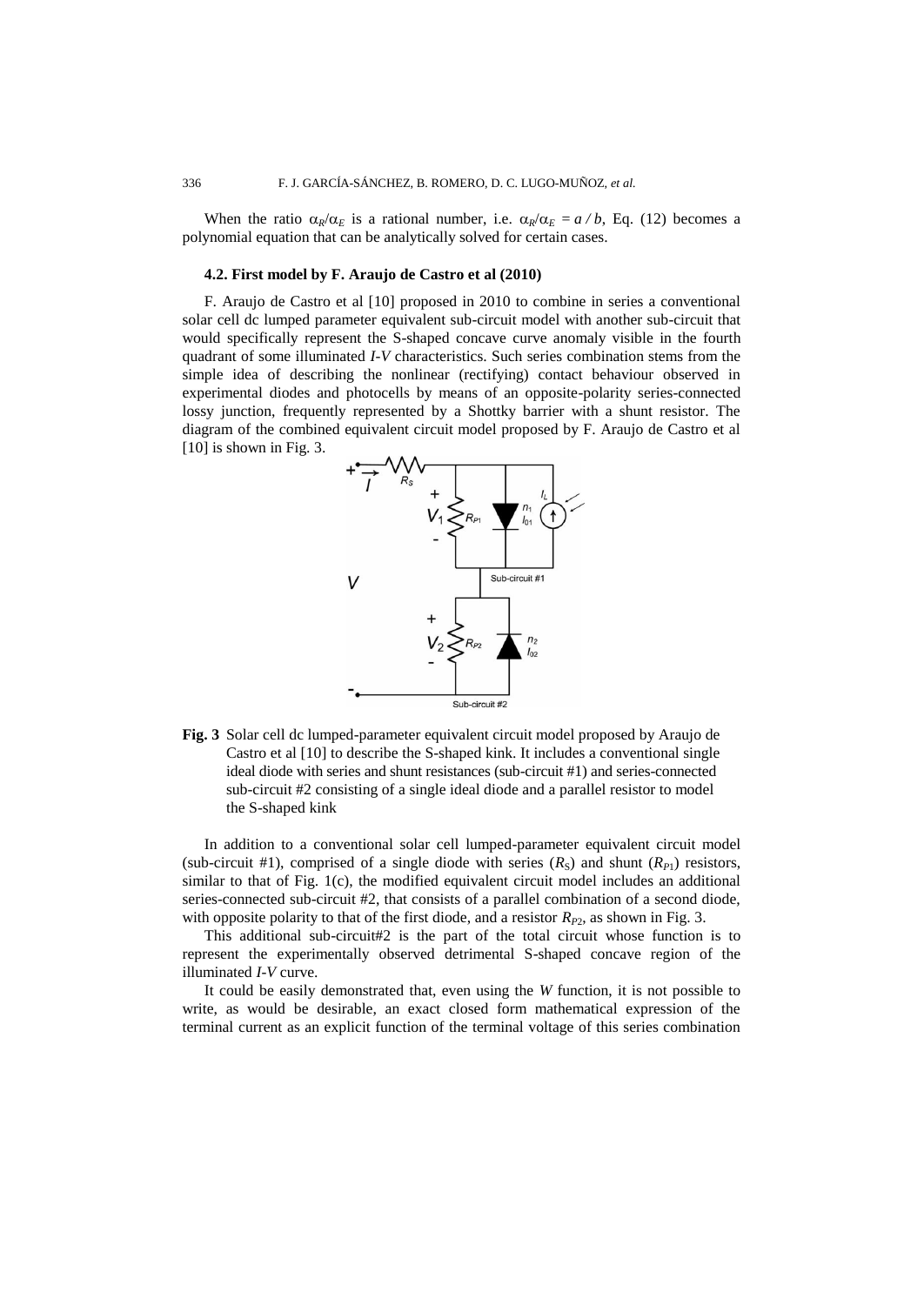When the ratio $\alpha_R/\alpha_E$ is a rational number, i.e. $\alpha_R/\alpha_E = a / b$, Eq. (12) becomes a polynomial equation that can be analytically solved for certain cases.

### 4.2. First model by F. Araujo de Castro et al (2010)

F. Araujo de Castro et al [10] proposed in 2010 to combine in series a conventional solar cell dc lumped parameter equivalent sub-circuit model with another sub-circuit that would specifically represent the S-shaped concave curve anomaly visible in the fourth quadrant of some illuminated *I-V* characteristics. Such series combination stems from the simple idea of describing the nonlinear (rectifying) contact behaviour observed in experimental diodes and photocells by means of an opposite-polarity series-connected lossy junction, frequently represented by a Shottky barrier with a shunt resistor. The diagram of the combined equivalent circuit model proposed by F. Araujo de Castro et al [10] is shown in Fig. 3.

**Fig. 3** Solar cell dc lumped-parameter equivalent circuit model proposed by Araujo de Castro et al [10] to describe the S-shaped kink. It includes a conventional single ideal diode with series and shunt resistances (sub-circuit #1) and series-connected sub-circuit #2 consisting of a single ideal diode and a parallel resistor to model the S-shaped kink

In addition to a conventional solar cell lumped-parameter equivalent circuit model (sub-circuit #1), comprised of a single diode with series ($R_S$) and shunt ($R_{P1}$) resistors, similar to that of Fig. 1(c), the modified equivalent circuit model includes an additional series-connected sub-circuit #2, that consists of a parallel combination of a second diode, with opposite polarity to that of the first diode, and a resistor $R_{P2}$, as shown in Fig. 3.

This additional sub-circuit#2 is the part of the total circuit whose function is to represent the experimentally observed detrimental S-shaped concave region of the illuminated *I-V* curve.

It could be easily demonstrated that, even using the *W* function, it is not possible to write, as would be desirable, an exact closed form mathematical expression of the terminal current as an explicit function of the terminal voltage of this series combination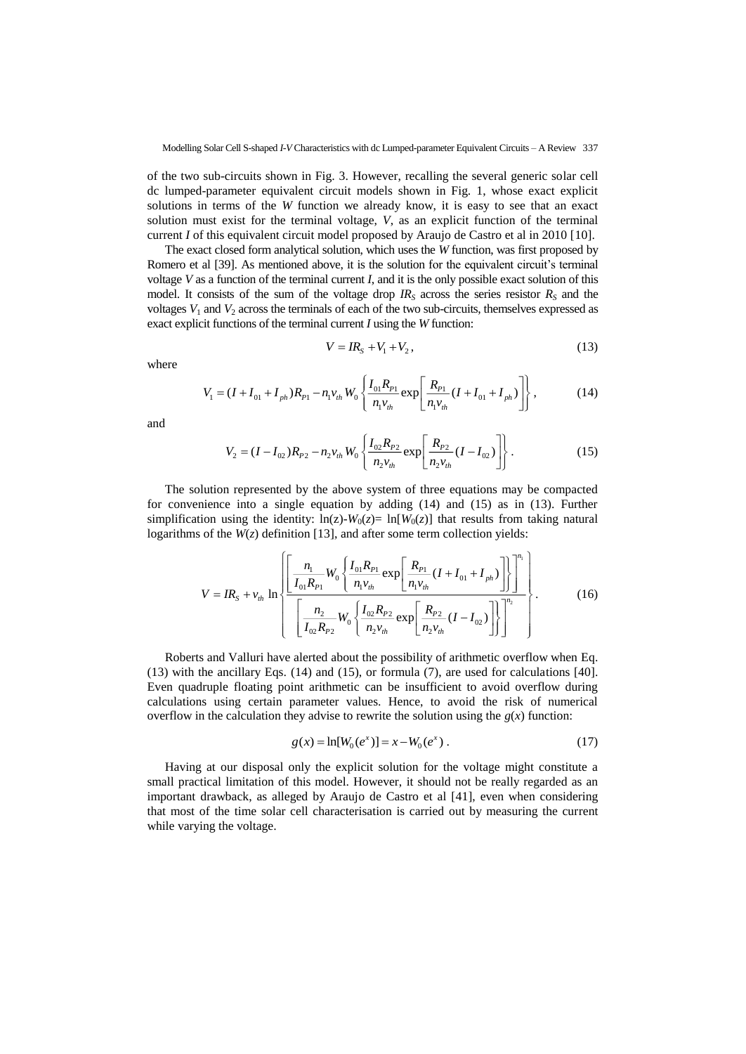of the two sub-circuits shown in Fig. 3. However, recalling the several generic solar cell dc lumped-parameter equivalent circuit models shown in Fig. 1, whose exact explicit solutions in terms of the $W$ function we already know, it is easy to see that an exact solution must exist for the terminal voltage, $V$, as an explicit function of the terminal current $I$ of this equivalent circuit model proposed by Araujo de Castro et al in 2010 [10].

The exact closed form analytical solution, which uses the $W$ function, was first proposed by Romero et al [39]. As mentioned above, it is the solution for the equivalent circuit's terminal voltage $V$ as a function of the terminal current $I$, and it is the only possible exact solution of this model. It consists of the sum of the voltage drop $IR_S$ across the series resistor $R_S$ and the voltages $V_1$ and $V_2$ across the terminals of each of the two sub-circuits, themselves expressed as exact explicit functions of the terminal current $I$ using the $W$ function:

$$V = IR_S + V_1 + V_2 , \tag{13}$$

where

$$V_1 = (I + I_{01} + I_{ph})R_{P1} - n_1 v_{th} W_0 \left\{ \frac{I_{01}R_{P1}}{n_1 v_{th}} \exp\left[ \frac{R_{P1}}{n_1 v_{th}} (I + I_{01} + I_{ph}) \right] \right\} , \tag{14}$$

and

$$V_2 = (I - I_{02})R_{P2} - n_2 v_{th} W_0 \left\{ \frac{I_{02}R_{P2}}{n_2 v_{th}} \exp\left[ \frac{R_{P2}}{n_2 v_{th}} (I - I_{02}) \right] \right\} . \tag{15}$$

The solution represented by the above system of three equations may be compacted for convenience into a single equation by adding (14) and (15) as in (13). Further simplification using the identity: $\ln(z)-W_0(z)= \ln[W_0(z)]$ that results from taking natural logarithms of the $W(z)$ definition [13], and after some term collection yields:

$$V = IR_S + v_{th} \ln \left\{ \frac{\left[ \frac{n_1}{I_{01}R_{P1}} W_0 \left\{ \frac{I_{01}R_{P1}}{n_1 v_{th}} \exp\left[ \frac{R_{P1}}{n_1 v_{th}} (I + I_{01} + I_{ph}) \right] \right\} \right]^{n_1}}{\left[ \frac{n_2}{I_{02}R_{P2}} W_0 \left\{ \frac{I_{02}R_{P2}}{n_2 v_{th}} \exp\left[ \frac{R_{P2}}{n_2 v_{th}} (I - I_{02}) \right] \right\} \right]^{n_2}} \right\} . \tag{16}$$

Roberts and Valluri have alerted about the possibility of arithmetic overflow when Eq. (13) with the ancillary Eqs. (14) and (15), or formula (7), are used for calculations [40]. Even quadruple floating point arithmetic can be insufficient to avoid overflow during calculations using certain parameter values. Hence, to avoid the risk of numerical overflow in the calculation they advise to rewrite the solution using the $g(x)$ function:

$$g(x) = \ln[W_0(e^x)] = x - W_0(e^x) . \tag{17}$$

Having at our disposal only the explicit solution for the voltage might constitute a small practical limitation of this model. However, it should not be really regarded as an important drawback, as alleged by Araujo de Castro et al [41], even when considering that most of the time solar cell characterisation is carried out by measuring the current while varying the voltage.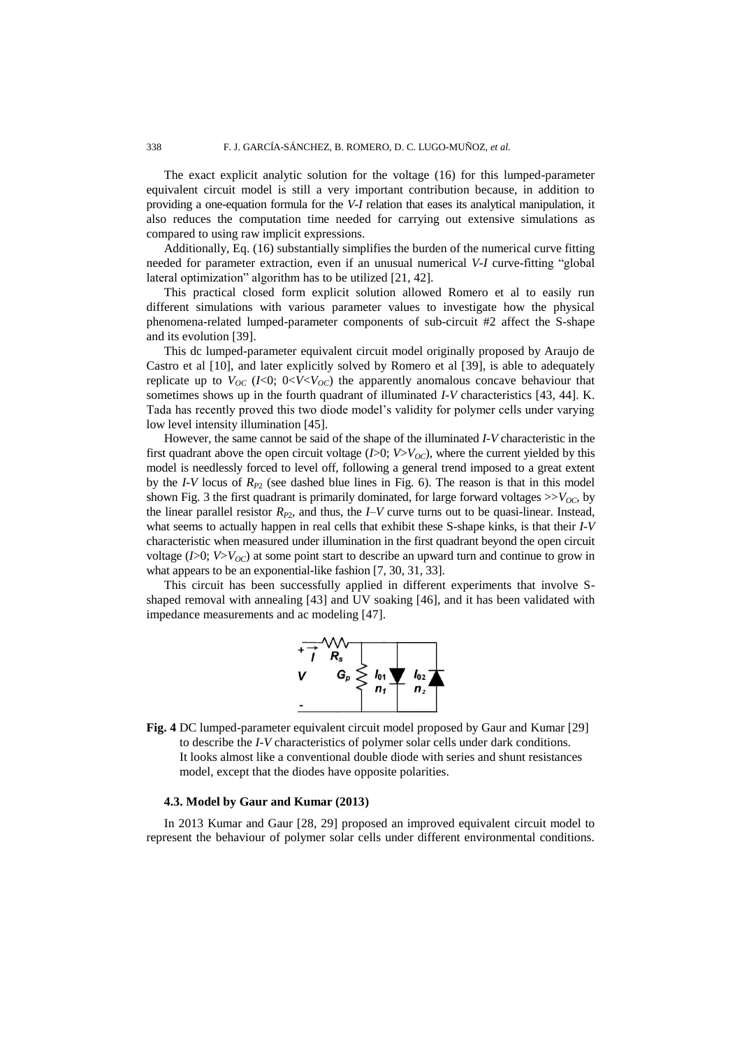The exact explicit analytic solution for the voltage (16) for this lumped-parameter equivalent circuit model is still a very important contribution because, in addition to providing a one-equation formula for the *V-I* relation that eases its analytical manipulation, it also reduces the computation time needed for carrying out extensive simulations as compared to using raw implicit expressions.

Additionally, Eq. (16) substantially simplifies the burden of the numerical curve fitting needed for parameter extraction, even if an unusual numerical *V-I* curve-fitting "global lateral optimization" algorithm has to be utilized [21, 42].

This practical closed form explicit solution allowed Romero et al to easily run different simulations with various parameter values to investigate how the physical phenomena-related lumped-parameter components of sub-circuit #2 affect the S-shape and its evolution [39].

This dc lumped-parameter equivalent circuit model originally proposed by Araujo de Castro et al [10], and later explicitly solved by Romero et al [39], is able to adequately replicate up to $V_{OC}$ ($I<0$; $0<V<V_{OC}$) the apparently anomalous concave behaviour that sometimes shows up in the fourth quadrant of illuminated *I-V* characteristics [43, 44]. K. Tada has recently proved this two diode model's validity for polymer cells under varying low level intensity illumination [45].

However, the same cannot be said of the shape of the illuminated *I-V* characteristic in the first quadrant above the open circuit voltage ($I>0$; $V>V_{OC}$), where the current yielded by this model is needlessly forced to level off, following a general trend imposed to a great extent by the *I-V* locus of $R_{P2}$ (see dashed blue lines in Fig. 6). The reason is that in this model shown Fig. 3 the first quadrant is primarily dominated, for large forward voltages $>>V_{OC}$, by the linear parallel resistor $R_{P2}$, and thus, the *I–V* curve turns out to be quasi-linear. Instead, what seems to actually happen in real cells that exhibit these S-shape kinks, is that their *I-V* characteristic when measured under illumination in the first quadrant beyond the open circuit voltage ($I>0$; $V>V_{OC}$) at some point start to describe an upward turn and continue to grow in what appears to be an exponential-like fashion [7, 30, 31, 33].

This circuit has been successfully applied in different experiments that involve S-shaped removal with annealing [43] and UV soaking [46], and it has been validated with impedance measurements and ac modeling [47].

**Fig. 4** DC lumped-parameter equivalent circuit model proposed by Gaur and Kumar [29] to describe the *I-V* characteristics of polymer solar cells under dark conditions. It looks almost like a conventional double diode with series and shunt resistances model, except that the diodes have opposite polarities.

### 4.3. Model by Gaur and Kumar (2013)

In 2013 Kumar and Gaur [28, 29] proposed an improved equivalent circuit model to represent the behaviour of polymer solar cells under different environmental conditions.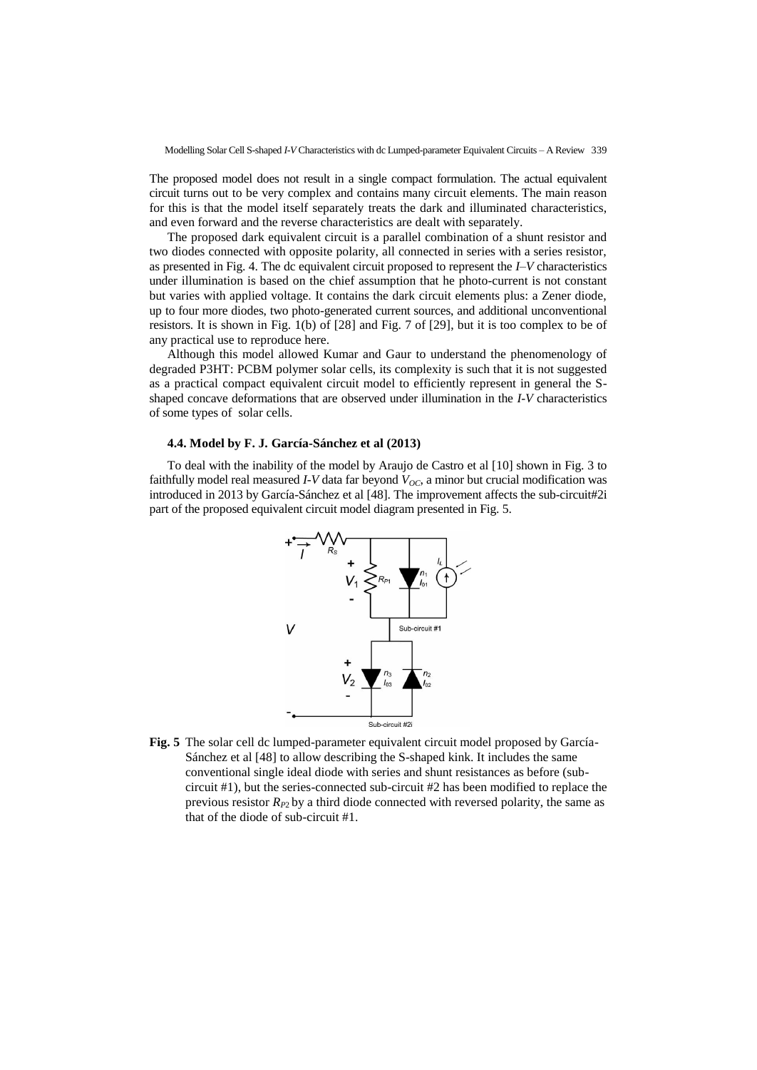The proposed model does not result in a single compact formulation. The actual equivalent circuit turns out to be very complex and contains many circuit elements. The main reason for this is that the model itself separately treats the dark and illuminated characteristics, and even forward and the reverse characteristics are dealt with separately.

The proposed dark equivalent circuit is a parallel combination of a shunt resistor and two diodes connected with opposite polarity, all connected in series with a series resistor, as presented in Fig. 4. The dc equivalent circuit proposed to represent the *I–V* characteristics under illumination is based on the chief assumption that he photo-current is not constant but varies with applied voltage. It contains the dark circuit elements plus: a Zener diode, up to four more diodes, two photo-generated current sources, and additional unconventional resistors. It is shown in Fig. 1(b) of [28] and Fig. 7 of [29], but it is too complex to be of any practical use to reproduce here.

Although this model allowed Kumar and Gaur to understand the phenomenology of degraded P3HT: PCBM polymer solar cells, its complexity is such that it is not suggested as a practical compact equivalent circuit model to efficiently represent in general the S-shaped concave deformations that are observed under illumination in the *I-V* characteristics of some types of solar cells.

### 4.4. Model by F. J. García-Sánchez et al (2013)

To deal with the inability of the model by Araujo de Castro et al [10] shown in Fig. 3 to faithfully model real measured *I-V* data far beyond $V_{OC}$, a minor but crucial modification was introduced in 2013 by García-Sánchez et al [48]. The improvement affects the sub-circuit#2i part of the proposed equivalent circuit model diagram presented in Fig. 5.

**Fig. 5** The solar cell dc lumped-parameter equivalent circuit model proposed by García-Sánchez et al [48] to allow describing the S-shaped kink. It includes the same conventional single ideal diode with series and shunt resistances as before (sub-circuit #1), but the series-connected sub-circuit #2 has been modified to replace the previous resistor $R_{P2}$ by a third diode connected with reversed polarity, the same as that of the diode of sub-circuit #1.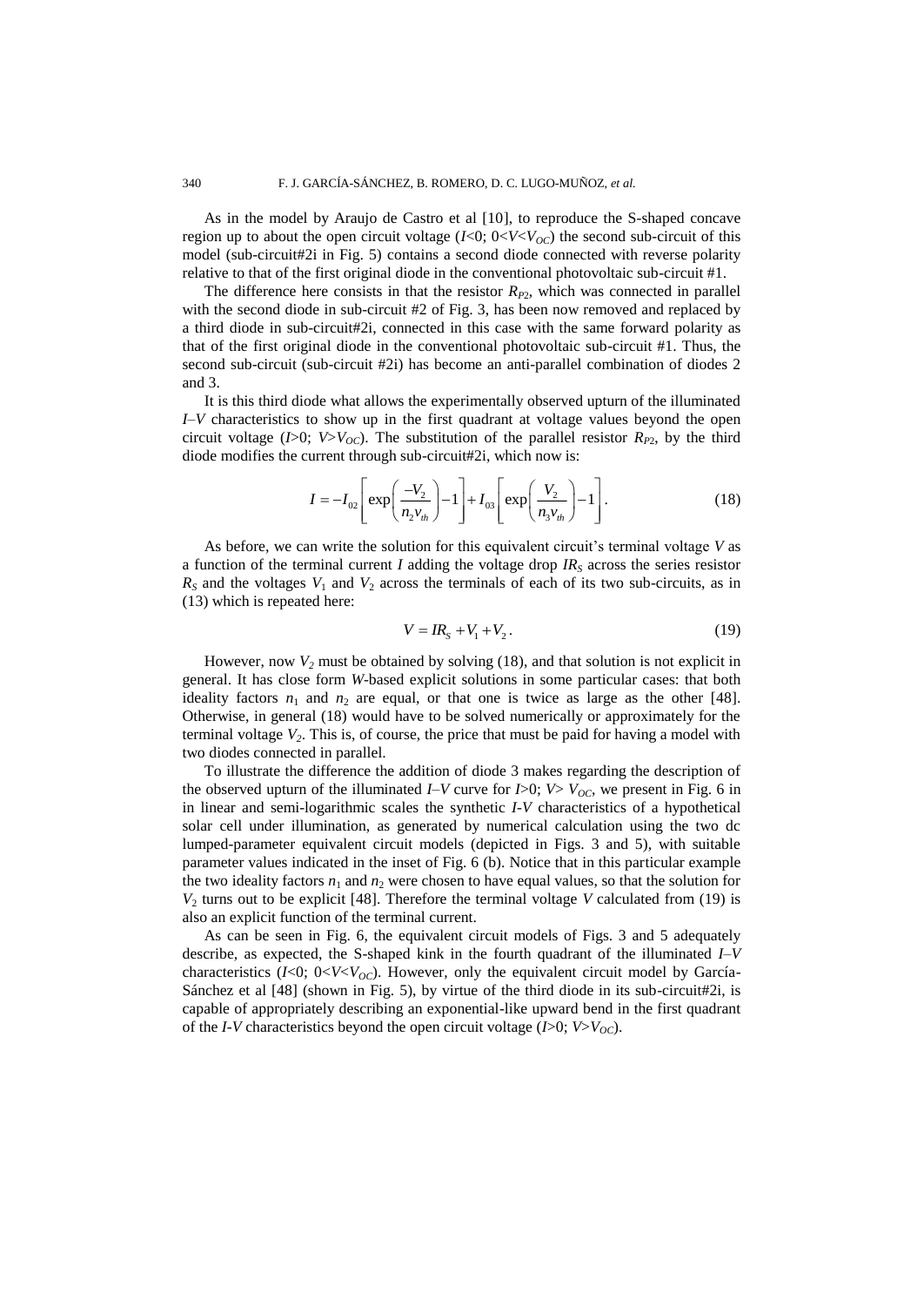As in the model by Araujo de Castro et al [10], to reproduce the S-shaped concave region up to about the open circuit voltage ($I<0$; $0<V<V_{OC}$) the second sub-circuit of this model (sub-circuit#2i in Fig. 5) contains a second diode connected with reverse polarity relative to that of the first original diode in the conventional photovoltaic sub-circuit #1.

The difference here consists in that the resistor $R_{P2}$, which was connected in parallel with the second diode in sub-circuit #2 of Fig. 3, has been now removed and replaced by a third diode in sub-circuit#2i, connected in this case with the same forward polarity as that of the first original diode in the conventional photovoltaic sub-circuit #1. Thus, the second sub-circuit (sub-circuit #2i) has become an anti-parallel combination of diodes 2 and 3.

It is this third diode what allows the experimentally observed upturn of the illuminated *I–V* characteristics to show up in the first quadrant at voltage values beyond the open circuit voltage ($I>0$; $V>V_{OC}$). The substitution of the parallel resistor $R_{P2}$, by the third diode modifies the current through sub-circuit#2i, which now is:

$$I = -I_{02}\left[\exp\left(\frac{-V_2}{n_2 v_{th}}\right)-1\right]+I_{03}\left[\exp\left(\frac{V_2}{n_3 v_{th}}\right)-1\right]. \tag{18}$$

As before, we can write the solution for this equivalent circuit's terminal voltage $V$ as a function of the terminal current $I$ adding the voltage drop $IR_S$ across the series resistor $R_S$ and the voltages $V_1$ and $V_2$ across the terminals of each of its two sub-circuits, as in (13) which is repeated here:

$$V = IR_S + V_1 + V_2\,. \tag{19}$$

However, now $V_2$ must be obtained by solving (18), and that solution is not explicit in general. It has close form *W*-based explicit solutions in some particular cases: that both ideality factors $n_1$ and $n_2$ are equal, or that one is twice as large as the other [48]. Otherwise, in general (18) would have to be solved numerically or approximately for the terminal voltage $V_2$. This is, of course, the price that must be paid for having a model with two diodes connected in parallel.

To illustrate the difference the addition of diode 3 makes regarding the description of the observed upturn of the illuminated *I–V* curve for $I>0$; $V> V_{OC}$, we present in Fig. 6 in in linear and semi-logarithmic scales the synthetic *I-V* characteristics of a hypothetical solar cell under illumination, as generated by numerical calculation using the two dc lumped-parameter equivalent circuit models (depicted in Figs. 3 and 5), with suitable parameter values indicated in the inset of Fig. 6 (b). Notice that in this particular example the two ideality factors $n_1$ and $n_2$ were chosen to have equal values, so that the solution for $V_2$ turns out to be explicit [48]. Therefore the terminal voltage $V$ calculated from (19) is also an explicit function of the terminal current.

As can be seen in Fig. 6, the equivalent circuit models of Figs. 3 and 5 adequately describe, as expected, the S-shaped kink in the fourth quadrant of the illuminated *I–V* characteristics ($I<0$; $0<V<V_{OC}$). However, only the equivalent circuit model by García-Sánchez et al [48] (shown in Fig. 5), by virtue of the third diode in its sub-circuit#2i, is capable of appropriately describing an exponential-like upward bend in the first quadrant of the *I-V* characteristics beyond the open circuit voltage ($I>0$; $V>V_{OC}$).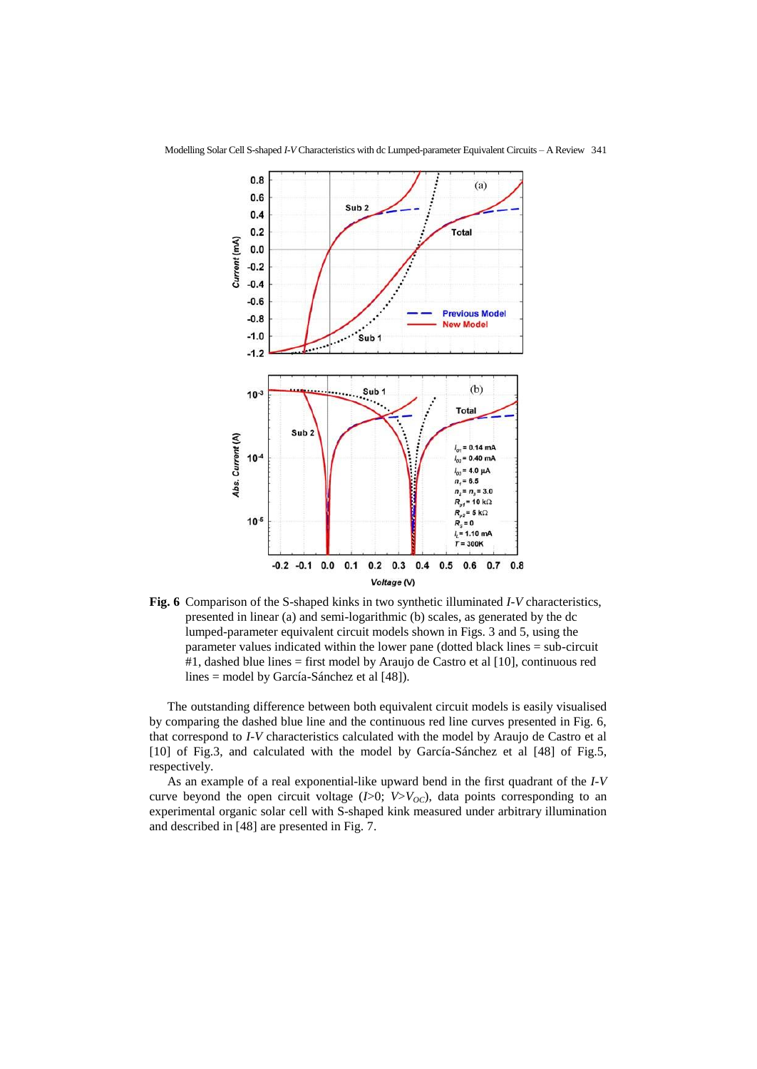**Fig. 6** Comparison of the S-shaped kinks in two synthetic illuminated *I-V* characteristics, presented in linear (a) and semi-logarithmic (b) scales, as generated by the dc lumped-parameter equivalent circuit models shown in Figs. 3 and 5, using the parameter values indicated within the lower pane (dotted black lines = sub-circuit #1, dashed blue lines = first model by Araujo de Castro et al [10], continuous red lines = model by García-Sánchez et al [48]).

The outstanding difference between both equivalent circuit models is easily visualised by comparing the dashed blue line and the continuous red line curves presented in Fig. 6, that correspond to *I-V* characteristics calculated with the model by Araujo de Castro et al [10] of Fig.3, and calculated with the model by García-Sánchez et al [48] of Fig.5, respectively.

As an example of a real exponential-like upward bend in the first quadrant of the *I-V* curve beyond the open circuit voltage ($I>0$; $V>V_{OC}$), data points corresponding to an experimental organic solar cell with S-shaped kink measured under arbitrary illumination and described in [48] are presented in Fig. 7.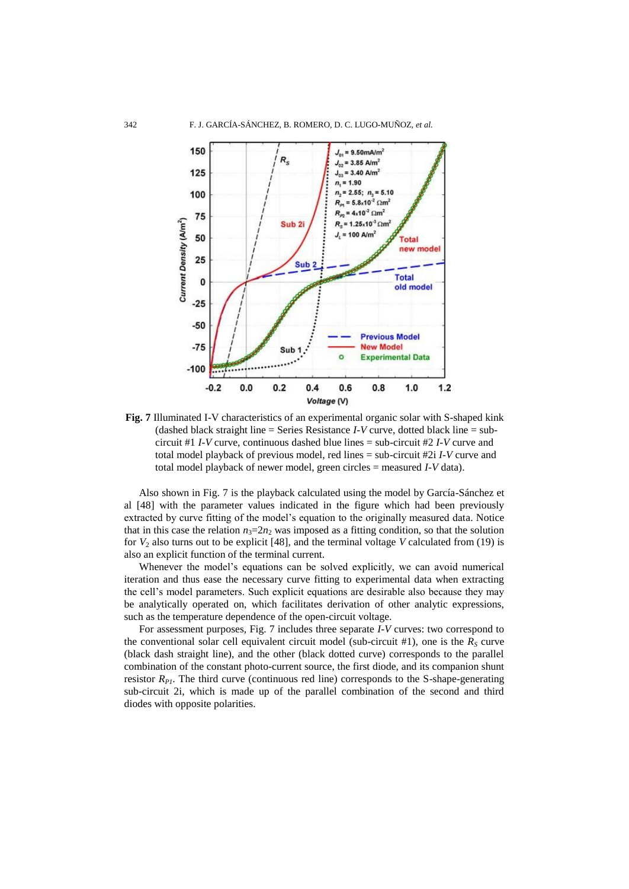**Fig. 7** Illuminated I-V characteristics of an experimental organic solar with S-shaped kink (dashed black straight line = Series Resistance *I-V* curve, dotted black line = sub-circuit #1 *I-V* curve, continuous dashed blue lines = sub-circuit #2 *I-V* curve and total model playback of previous model, red lines = sub-circuit #2i *I-V* curve and total model playback of newer model, green circles = measured *I-V* data).

Also shown in Fig. 7 is the playback calculated using the model by García-Sánchez et al [48] with the parameter values indicated in the figure which had been previously extracted by curve fitting of the model's equation to the originally measured data. Notice that in this case the relation $n_3=2n_2$ was imposed as a fitting condition, so that the solution for $V_2$ also turns out to be explicit [48], and the terminal voltage $V$ calculated from (19) is also an explicit function of the terminal current.

Whenever the model's equations can be solved explicitly, we can avoid numerical iteration and thus ease the necessary curve fitting to experimental data when extracting the cell's model parameters. Such explicit equations are desirable also because they may be analytically operated on, which facilitates derivation of other analytic expressions, such as the temperature dependence of the open-circuit voltage.

For assessment purposes, Fig. 7 includes three separate *I-V* curves: two correspond to the conventional solar cell equivalent circuit model (sub-circuit #1), one is the $R_S$ curve (black dash straight line), and the other (black dotted curve) corresponds to the parallel combination of the constant photo-current source, the first diode, and its companion shunt resistor $R_{P1}$. The third curve (continuous red line) corresponds to the S-shape-generating sub-circuit 2i, which is made up of the parallel combination of the second and third diodes with opposite polarities.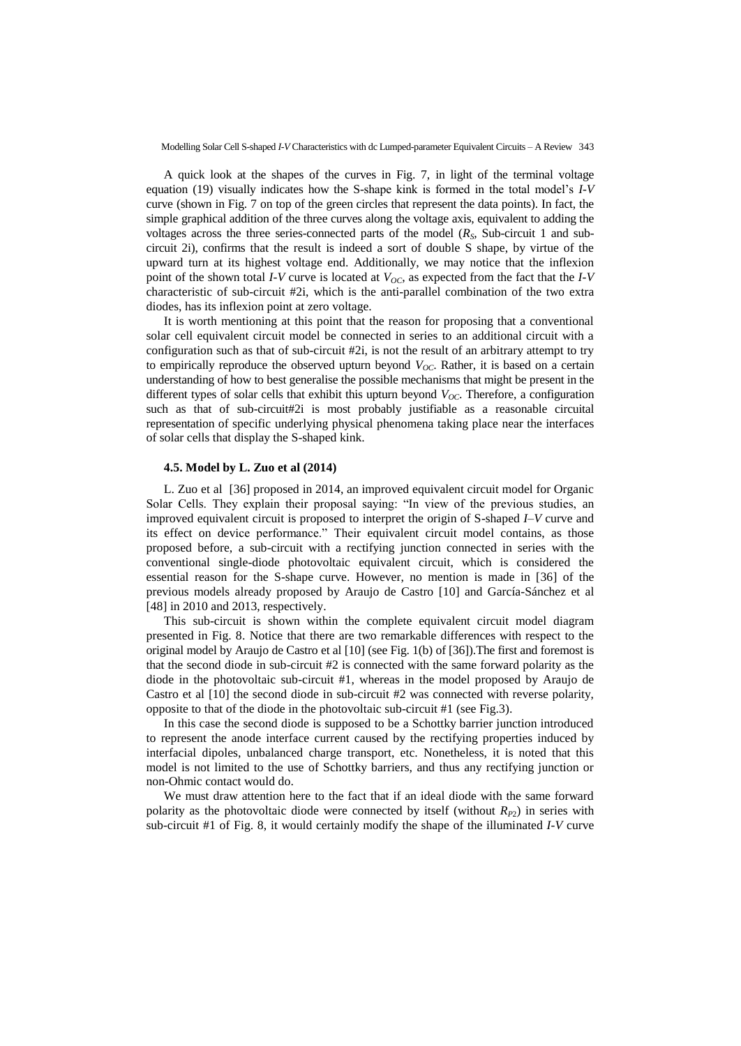A quick look at the shapes of the curves in Fig. 7, in light of the terminal voltage equation (19) visually indicates how the S-shape kink is formed in the total model's *I-V* curve (shown in Fig. 7 on top of the green circles that represent the data points). In fact, the simple graphical addition of the three curves along the voltage axis, equivalent to adding the voltages across the three series-connected parts of the model ($R_S$, Sub-circuit 1 and sub-circuit 2i), confirms that the result is indeed a sort of double S shape, by virtue of the upward turn at its highest voltage end. Additionally, we may notice that the inflexion point of the shown total *I-V* curve is located at $V_{OC}$, as expected from the fact that the *I-V* characteristic of sub-circuit #2i, which is the anti-parallel combination of the two extra diodes, has its inflexion point at zero voltage.

It is worth mentioning at this point that the reason for proposing that a conventional solar cell equivalent circuit model be connected in series to an additional circuit with a configuration such as that of sub-circuit #2i, is not the result of an arbitrary attempt to try to empirically reproduce the observed upturn beyond $V_{OC}$. Rather, it is based on a certain understanding of how to best generalise the possible mechanisms that might be present in the different types of solar cells that exhibit this upturn beyond $V_{OC}$. Therefore, a configuration such as that of sub-circuit#2i is most probably justifiable as a reasonable circuital representation of specific underlying physical phenomena taking place near the interfaces of solar cells that display the S-shaped kink.

#### 4.5. Model by L. Zuo et al (2014)

L. Zuo et al [36] proposed in 2014, an improved equivalent circuit model for Organic Solar Cells. They explain their proposal saying: "In view of the previous studies, an improved equivalent circuit is proposed to interpret the origin of S-shaped *I–V* curve and its effect on device performance." Their equivalent circuit model contains, as those proposed before, a sub-circuit with a rectifying junction connected in series with the conventional single-diode photovoltaic equivalent circuit, which is considered the essential reason for the S-shape curve. However, no mention is made in [36] of the previous models already proposed by Araujo de Castro [10] and García-Sánchez et al [48] in 2010 and 2013, respectively.

This sub-circuit is shown within the complete equivalent circuit model diagram presented in Fig. 8. Notice that there are two remarkable differences with respect to the original model by Araujo de Castro et al [10] (see Fig. 1(b) of [36]).The first and foremost is that the second diode in sub-circuit #2 is connected with the same forward polarity as the diode in the photovoltaic sub-circuit #1, whereas in the model proposed by Araujo de Castro et al [10] the second diode in sub-circuit #2 was connected with reverse polarity, opposite to that of the diode in the photovoltaic sub-circuit #1 (see Fig.3).

In this case the second diode is supposed to be a Schottky barrier junction introduced to represent the anode interface current caused by the rectifying properties induced by interfacial dipoles, unbalanced charge transport, etc. Nonetheless, it is noted that this model is not limited to the use of Schottky barriers, and thus any rectifying junction or non-Ohmic contact would do.

We must draw attention here to the fact that if an ideal diode with the same forward polarity as the photovoltaic diode were connected by itself (without $R_{P2}$) in series with sub-circuit #1 of Fig. 8, it would certainly modify the shape of the illuminated *I-V* curve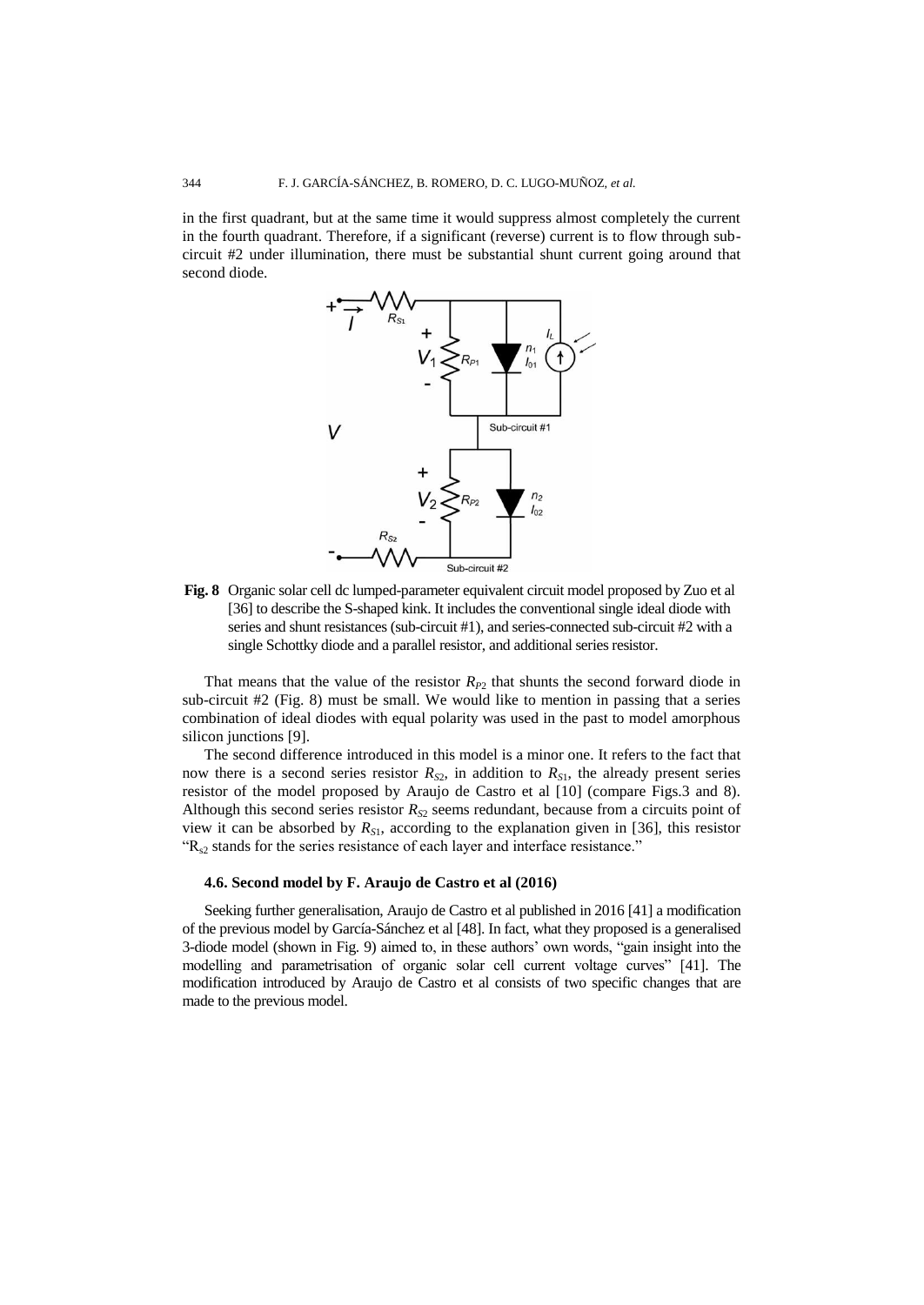in the first quadrant, but at the same time it would suppress almost completely the current in the fourth quadrant. Therefore, if a significant (reverse) current is to flow through sub-circuit #2 under illumination, there must be substantial shunt current going around that second diode.

**Fig. 8** Organic solar cell dc lumped-parameter equivalent circuit model proposed by Zuo et al [36] to describe the S-shaped kink. It includes the conventional single ideal diode with series and shunt resistances (sub-circuit #1), and series-connected sub-circuit #2 with a single Schottky diode and a parallel resistor, and additional series resistor.

That means that the value of the resistor $R_{P2}$ that shunts the second forward diode in sub-circuit #2 (Fig. 8) must be small. We would like to mention in passing that a series combination of ideal diodes with equal polarity was used in the past to model amorphous silicon junctions [9].

The second difference introduced in this model is a minor one. It refers to the fact that now there is a second series resistor $R_{S2}$, in addition to $R_{S1}$, the already present series resistor of the model proposed by Araujo de Castro et al [10] (compare Figs.3 and 8). Although this second series resistor $R_{S2}$ seems redundant, because from a circuits point of view it can be absorbed by $R_{S1}$, according to the explanation given in [36], this resistor "$R_{s2}$ stands for the series resistance of each layer and interface resistance."

### 4.6. Second model by F. Araujo de Castro et al (2016)

Seeking further generalisation, Araujo de Castro et al published in 2016 [41] a modification of the previous model by García-Sánchez et al [48]. In fact, what they proposed is a generalised 3-diode model (shown in Fig. 9) aimed to, in these authors' own words, "gain insight into the modelling and parametrisation of organic solar cell current voltage curves" [41]. The modification introduced by Araujo de Castro et al consists of two specific changes that are made to the previous model.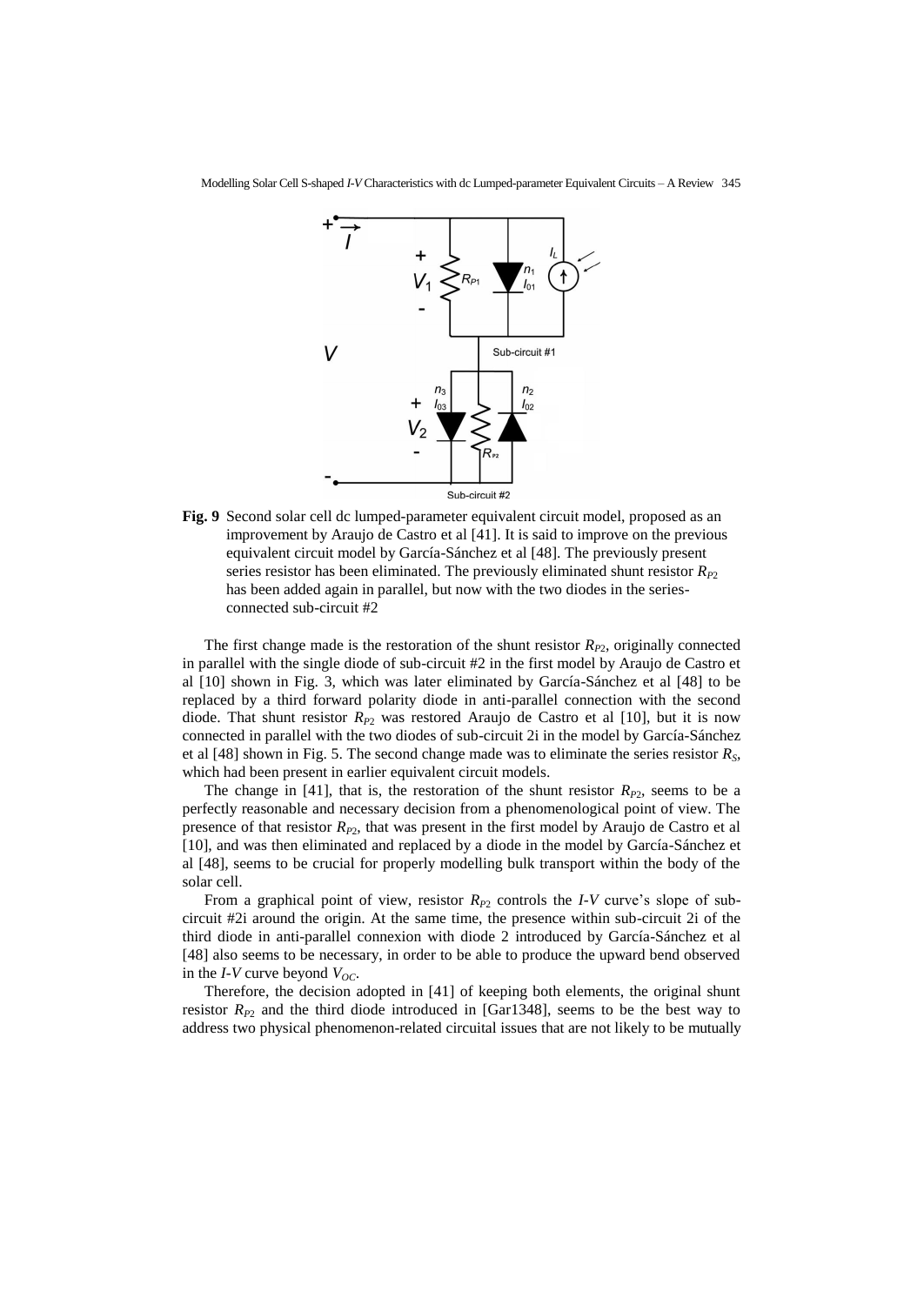**Fig. 9** Second solar cell dc lumped-parameter equivalent circuit model, proposed as an improvement by Araujo de Castro et al [41]. It is said to improve on the previous equivalent circuit model by García-Sánchez et al [48]. The previously present series resistor has been eliminated. The previously eliminated shunt resistor $R_{P2}$ has been added again in parallel, but now with the two diodes in the series-connected sub-circuit #2

The first change made is the restoration of the shunt resistor $R_{P2}$, originally connected in parallel with the single diode of sub-circuit #2 in the first model by Araujo de Castro et al [10] shown in Fig. 3, which was later eliminated by García-Sánchez et al [48] to be replaced by a third forward polarity diode in anti-parallel connection with the second diode. That shunt resistor $R_{P2}$ was restored Araujo de Castro et al [10], but it is now connected in parallel with the two diodes of sub-circuit 2i in the model by García-Sánchez et al [48] shown in Fig. 5. The second change made was to eliminate the series resistor $R_S$, which had been present in earlier equivalent circuit models.

The change in [41], that is, the restoration of the shunt resistor $R_{P2}$, seems to be a perfectly reasonable and necessary decision from a phenomenological point of view. The presence of that resistor $R_{P2}$, that was present in the first model by Araujo de Castro et al [10], and was then eliminated and replaced by a diode in the model by García-Sánchez et al [48], seems to be crucial for properly modelling bulk transport within the body of the solar cell.

From a graphical point of view, resistor $R_{P2}$ controls the *I-V* curve's slope of sub-circuit #2i around the origin. At the same time, the presence within sub-circuit 2i of the third diode in anti-parallel connexion with diode 2 introduced by García-Sánchez et al [48] also seems to be necessary, in order to be able to produce the upward bend observed in the *I-V* curve beyond $V_{OC}$.

Therefore, the decision adopted in [41] of keeping both elements, the original shunt resistor $R_{P2}$ and the third diode introduced in [Gar1348], seems to be the best way to address two physical phenomenon-related circuital issues that are not likely to be mutually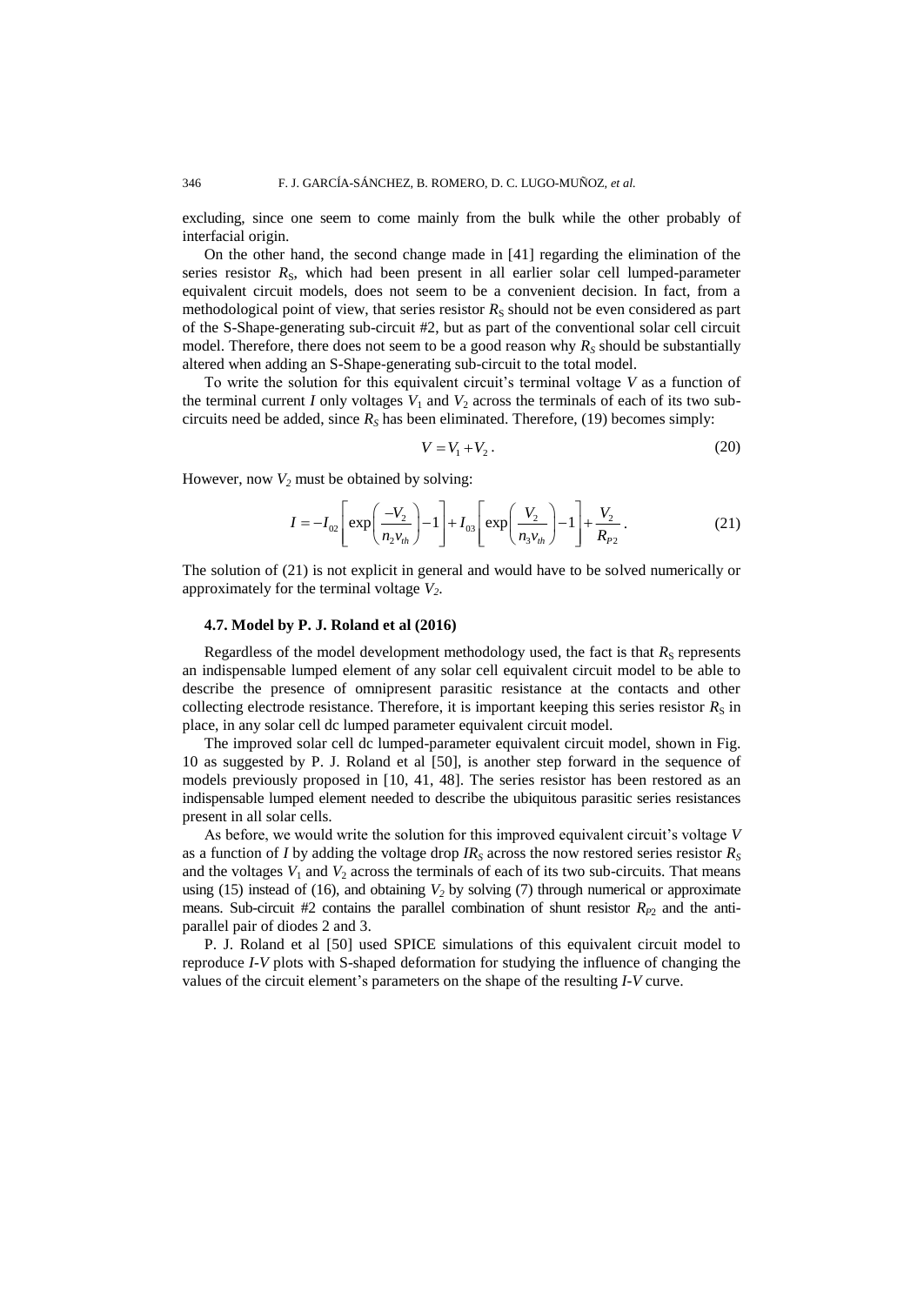excluding, since one seem to come mainly from the bulk while the other probably of interfacial origin.

On the other hand, the second change made in [41] regarding the elimination of the series resistor $R_S$, which had been present in all earlier solar cell lumped-parameter equivalent circuit models, does not seem to be a convenient decision. In fact, from a methodological point of view, that series resistor $R_S$ should not be even considered as part of the S-Shape-generating sub-circuit #2, but as part of the conventional solar cell circuit model. Therefore, there does not seem to be a good reason why $R_S$ should be substantially altered when adding an S-Shape-generating sub-circuit to the total model.

To write the solution for this equivalent circuit's terminal voltage $V$ as a function of the terminal current $I$ only voltages $V_1$ and $V_2$ across the terminals of each of its two sub-circuits need be added, since $R_S$ has been eliminated. Therefore, (19) becomes simply:

$$V = V_1 + V_2 \,. \tag{20}$$

However, now $V_2$ must be obtained by solving:

$$I = -I_{02}\left[\exp\left(\frac{-V_2}{n_2 v_{th}}\right) - 1\right] + I_{03}\left[\exp\left(\frac{V_2}{n_3 v_{th}}\right) - 1\right] + \frac{V_2}{R_{P2}} \,. \tag{21}$$

The solution of (21) is not explicit in general and would have to be solved numerically or approximately for the terminal voltage $V_2$.

### 4.7. Model by P. J. Roland et al (2016)

Regardless of the model development methodology used, the fact is that $R_S$ represents an indispensable lumped element of any solar cell equivalent circuit model to be able to describe the presence of omnipresent parasitic resistance at the contacts and other collecting electrode resistance. Therefore, it is important keeping this series resistor $R_S$ in place, in any solar cell dc lumped parameter equivalent circuit model.

The improved solar cell dc lumped-parameter equivalent circuit model, shown in Fig. 10 as suggested by P. J. Roland et al [50], is another step forward in the sequence of models previously proposed in [10, 41, 48]. The series resistor has been restored as an indispensable lumped element needed to describe the ubiquitous parasitic series resistances present in all solar cells.

As before, we would write the solution for this improved equivalent circuit's voltage $V$ as a function of $I$ by adding the voltage drop $IR_S$ across the now restored series resistor $R_S$ and the voltages $V_1$ and $V_2$ across the terminals of each of its two sub-circuits. That means using (15) instead of (16), and obtaining $V_2$ by solving (7) through numerical or approximate means. Sub-circuit #2 contains the parallel combination of shunt resistor $R_{P2}$ and the anti-parallel pair of diodes 2 and 3.

P. J. Roland et al [50] used SPICE simulations of this equivalent circuit model to reproduce *I-V* plots with S-shaped deformation for studying the influence of changing the values of the circuit element's parameters on the shape of the resulting *I-V* curve.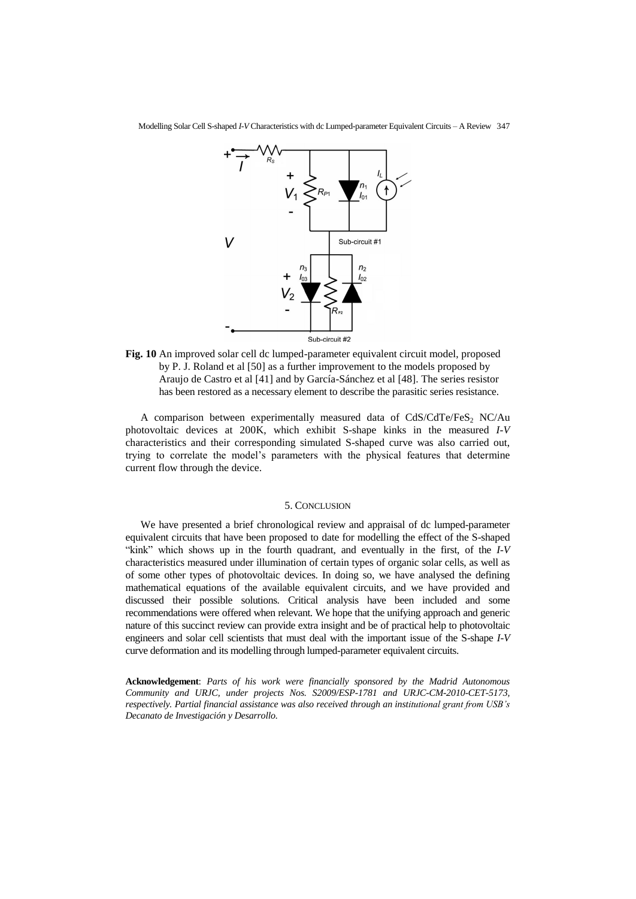**Fig. 10** An improved solar cell dc lumped-parameter equivalent circuit model, proposed by P. J. Roland et al [50] as a further improvement to the models proposed by Araujo de Castro et al [41] and by García-Sánchez et al [48]. The series resistor has been restored as a necessary element to describe the parasitic series resistance.

A comparison between experimentally measured data of $CdS/CdTe/FeS_2$ NC/Au photovoltaic devices at 200K, which exhibit S-shape kinks in the measured *I-V* characteristics and their corresponding simulated S-shaped curve was also carried out, trying to correlate the model's parameters with the physical features that determine current flow through the device.

## 5. Conclusion

We have presented a brief chronological review and appraisal of dc lumped-parameter equivalent circuits that have been proposed to date for modelling the effect of the S-shaped "kink" which shows up in the fourth quadrant, and eventually in the first, of the *I-V* characteristics measured under illumination of certain types of organic solar cells, as well as of some other types of photovoltaic devices. In doing so, we have analysed the defining mathematical equations of the available equivalent circuits, and we have provided and discussed their possible solutions. Critical analysis have been included and some recommendations were offered when relevant. We hope that the unifying approach and generic nature of this succinct review can provide extra insight and be of practical help to photovoltaic engineers and solar cell scientists that must deal with the important issue of the S-shape *I-V* curve deformation and its modelling through lumped-parameter equivalent circuits.

**Acknowledgement**: *Parts of his work were financially sponsored by the Madrid Autonomous Community and URJC, under projects Nos. S2009/ESP-1781 and URJC-CM-2010-CET-5173, respectively. Partial financial assistance was also received through an institutional grant from USB's Decanato de Investigación y Desarrollo.*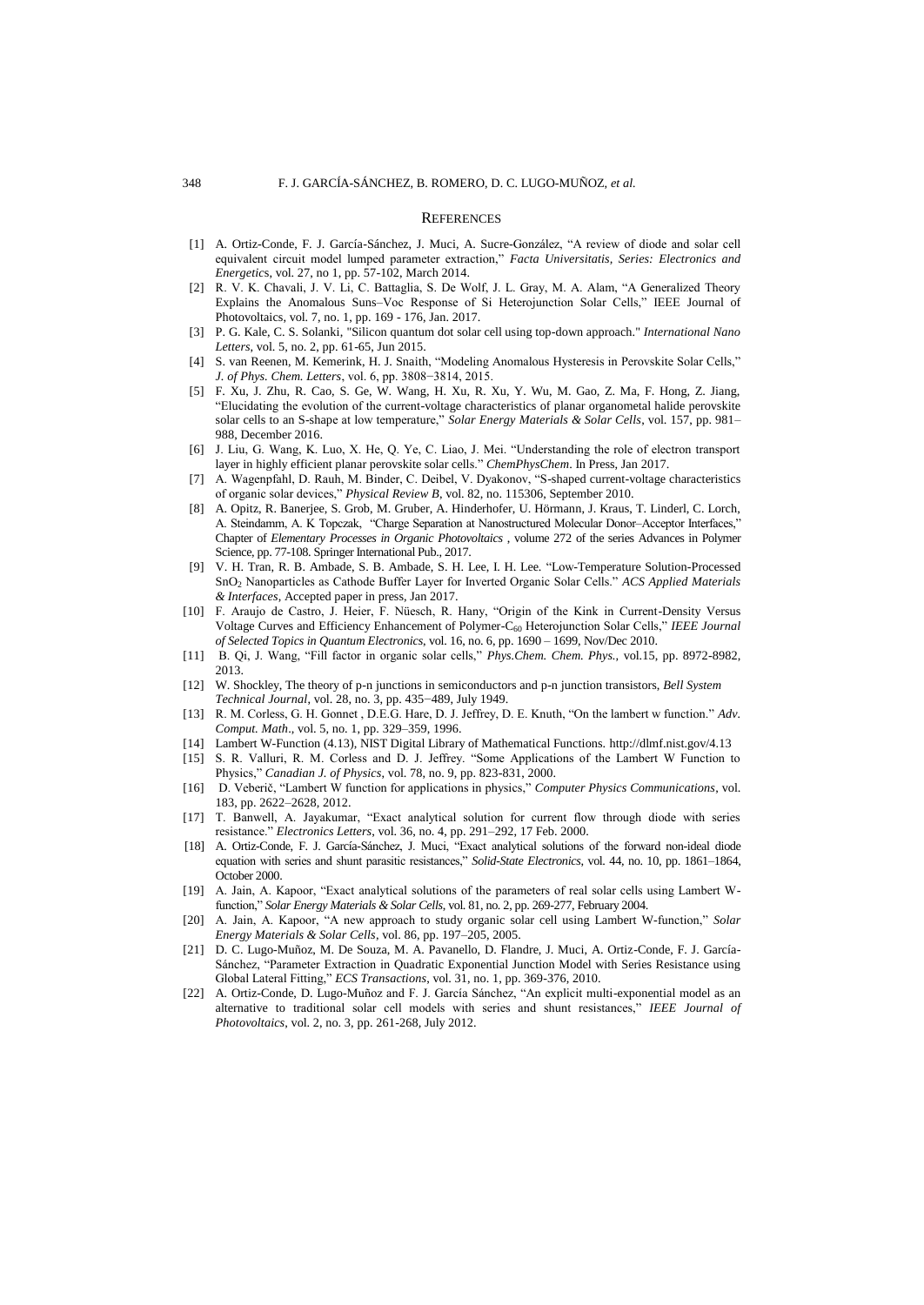## REFERENCES

[1] A. Ortiz-Conde, F. J. García-Sánchez, J. Muci, A. Sucre-González, "A review of diode and solar cell equivalent circuit model lumped parameter extraction," *Facta Universitatis, Series: Electronics and Energetics*, vol. 27, no 1, pp. 57-102, March 2014.

[2] R. V. K. Chavali, J. V. Li, C. Battaglia, S. De Wolf, J. L. Gray, M. A. Alam, "A Generalized Theory Explains the Anomalous Suns–Voc Response of Si Heterojunction Solar Cells," IEEE Journal of Photovoltaics, vol. 7, no. 1, pp. 169 - 176, Jan. 2017.

[3] P. G. Kale, C. S. Solanki, "Silicon quantum dot solar cell using top-down approach." *International Nano Letters*, vol. 5, no. 2, pp. 61-65, Jun 2015.

[4] S. van Reenen, M. Kemerink, H. J. Snaith, "Modeling Anomalous Hysteresis in Perovskite Solar Cells," *J. of Phys. Chem. Letters*, vol. 6, pp. 3808−3814, 2015.

[5] F. Xu, J. Zhu, R. Cao, S. Ge, W. Wang, H. Xu, R. Xu, Y. Wu, M. Gao, Z. Ma, F. Hong, Z. Jiang, "Elucidating the evolution of the current-voltage characteristics of planar organometal halide perovskite solar cells to an S-shape at low temperature," *Solar Energy Materials & Solar Cells*, vol. 157, pp. 981–988, December 2016.

[6] J. Liu, G. Wang, K. Luo, X. He, Q. Ye, C. Liao, J. Mei. "Understanding the role of electron transport layer in highly efficient planar perovskite solar cells." *ChemPhysChem*. In Press, Jan 2017.

[7] A. Wagenpfahl, D. Rauh, M. Binder, C. Deibel, V. Dyakonov, "S-shaped current-voltage characteristics of organic solar devices," *Physical Review B*, vol. 82, no. 115306, September 2010.

[8] A. Opitz, R. Banerjee, S. Grob, M. Gruber, A. Hinderhofer, U. Hörmann, J. Kraus, T. Linderl, C. Lorch, A. Steindamm, A. K Topczak, "Charge Separation at Nanostructured Molecular Donor–Acceptor Interfaces," Chapter of *Elementary Processes in Organic Photovoltaics* , volume 272 of the series Advances in Polymer Science, pp. 77-108. Springer International Pub., 2017.

[9] V. H. Tran, R. B. Ambade, S. B. Ambade, S. H. Lee, I. H. Lee. "Low-Temperature Solution-Processed $SnO_2$ Nanoparticles as Cathode Buffer Layer for Inverted Organic Solar Cells." *ACS Applied Materials & Interfaces*, Accepted paper in press, Jan 2017.

[10] F. Araujo de Castro, J. Heier, F. Nüesch, R. Hany, "Origin of the Kink in Current-Density Versus Voltage Curves and Efficiency Enhancement of Polymer-$C_{60}$ Heterojunction Solar Cells," *IEEE Journal of Selected Topics in Quantum Electronics*, vol. 16, no. 6, pp. 1690 – 1699, Nov/Dec 2010.

[11] B. Qi, J. Wang, "Fill factor in organic solar cells," *Phys.Chem. Chem. Phys.*, vol.15, pp. 8972-8982, 2013.

[12] W. Shockley, The theory of p-n junctions in semiconductors and p-n junction transistors, *Bell System Technical Journal*, vol. 28, no. 3, pp. 435−489, July 1949.

[13] R. M. Corless, G. H. Gonnet , D.E.G. Hare, D. J. Jeffrey, D. E. Knuth, "On the lambert w function." *Adv. Comput. Math*., vol. 5, no. 1, pp. 329–359, 1996.

[14] Lambert W-Function (4.13), NIST Digital Library of Mathematical Functions. http://dlmf.nist.gov/4.13

[15] S. R. Valluri, R. M. Corless and D. J. Jeffrey. "Some Applications of the Lambert W Function to Physics," *Canadian J. of Physics*, vol. 78, no. 9, pp. 823-831, 2000.

[16] D. Veberič, "Lambert W function for applications in physics," *Computer Physics Communications*, vol. 183, pp. 2622–2628, 2012.

[17] T. Banwell, A. Jayakumar, "Exact analytical solution for current flow through diode with series resistance." *Electronics Letters*, vol. 36, no. 4, pp. 291–292, 17 Feb. 2000.

[18] A. Ortiz-Conde, F. J. García-Sánchez, J. Muci, "Exact analytical solutions of the forward non-ideal diode equation with series and shunt parasitic resistances," *Solid-State Electronics*, vol. 44, no. 10, pp. 1861–1864, October 2000.

[19] A. Jain, A. Kapoor, "Exact analytical solutions of the parameters of real solar cells using Lambert W-function," *Solar Energy Materials & Solar Cells*, vol. 81, no. 2, pp. 269-277, February 2004.

[20] A. Jain, A. Kapoor, "A new approach to study organic solar cell using Lambert W-function," *Solar Energy Materials & Solar Cells*, vol. 86, pp. 197–205, 2005.

[21] D. C. Lugo-Muñoz, M. De Souza, M. A. Pavanello, D. Flandre, J. Muci, A. Ortiz-Conde, F. J. García-Sánchez, "Parameter Extraction in Quadratic Exponential Junction Model with Series Resistance using Global Lateral Fitting," *ECS Transactions*, vol. 31, no. 1, pp. 369-376, 2010.

[22] A. Ortiz-Conde, D. Lugo-Muñoz and F. J. García Sánchez, "An explicit multi-exponential model as an alternative to traditional solar cell models with series and shunt resistances," *IEEE Journal of Photovoltaics*, vol. 2, no. 3, pp. 261-268, July 2012.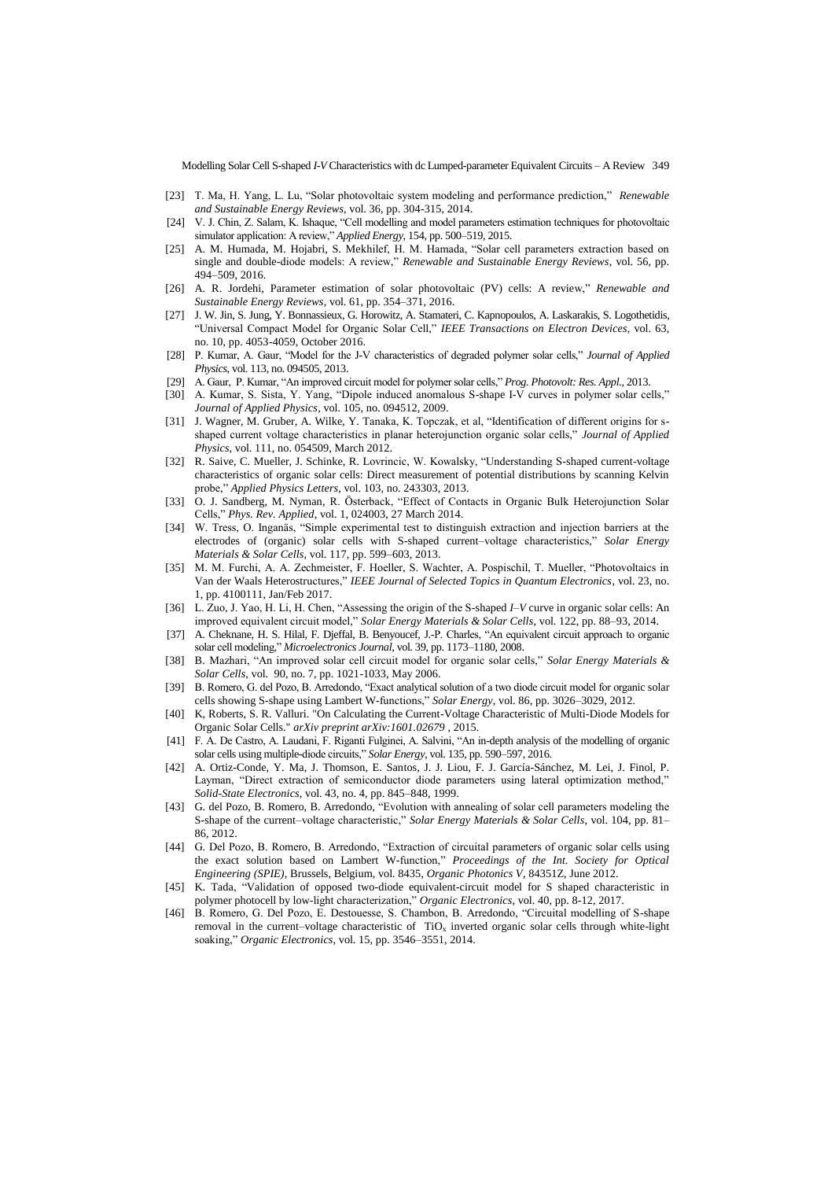[23] T. Ma, H. Yang, L. Lu, "Solar photovoltaic system modeling and performance prediction," *Renewable and Sustainable Energy Reviews*, vol. 36, pp. 304-315, 2014.

[24] V. J. Chin, Z. Salam, K. Ishaque, "Cell modelling and model parameters estimation techniques for photovoltaic simulator application: A review," *Applied Energy*, 154, pp. 500–519, 2015.

[25] A. M. Humada, M. Hojabri, S. Mekhilef, H. M. Hamada, "Solar cell parameters extraction based on single and double-diode models: A review," *Renewable and Sustainable Energy Reviews*, vol. 56, pp. 494–509, 2016.

[26] A. R. Jordehi, Parameter estimation of solar photovoltaic (PV) cells: A review," *Renewable and Sustainable Energy Reviews*, vol. 61, pp. 354–371, 2016.

[27] J. W. Jin, S. Jung, Y. Bonnassieux, G. Horowitz, A. Stamateri, C. Kapnopoulos, A. Laskarakis, S. Logothetidis, "Universal Compact Model for Organic Solar Cell," *IEEE Transactions on Electron Devices*, vol. 63, no. 10, pp. 4053-4059, October 2016.

[28] P. Kumar, A. Gaur, "Model for the J-V characteristics of degraded polymer solar cells," *Journal of Applied Physics*, vol. 113, no. 094505, 2013.

[29] A. Gaur, P. Kumar, "An improved circuit model for polymer solar cells," *Prog. Photovolt: Res. Appl.*, 2013.

[30] A. Kumar, S. Sista, Y. Yang, "Dipole induced anomalous S-shape I-V curves in polymer solar cells," *Journal of Applied Physics*, vol. 105, no. 094512, 2009.

[31] J. Wagner, M. Gruber, A. Wilke, Y. Tanaka, K. Topczak, et al, "Identification of different origins for s-shaped current voltage characteristics in planar heterojunction organic solar cells," *Journal of Applied Physics*, vol. 111, no. 054509, March 2012.

[32] R. Saive, C. Mueller, J. Schinke, R. Lovrincic, W. Kowalsky, "Understanding S-shaped current-voltage characteristics of organic solar cells: Direct measurement of potential distributions by scanning Kelvin probe," *Applied Physics Letters*, vol. 103, no. 243303, 2013.

[33] O. J. Sandberg, M. Nyman, R. Österback, "Effect of Contacts in Organic Bulk Heterojunction Solar Cells," *Phys. Rev. Applied*, vol. 1, 024003, 27 March 2014.

[34] W. Tress, O. Inganäs, "Simple experimental test to distinguish extraction and injection barriers at the electrodes of (organic) solar cells with S-shaped current–voltage characteristics," *Solar Energy Materials & Solar Cells*, vol. 117, pp. 599–603, 2013.

[35] M. M. Furchi, A. A. Zechmeister, F. Hoeller, S. Wachter, A. Pospischil, T. Mueller, "Photovoltaics in Van der Waals Heterostructures," *IEEE Journal of Selected Topics in Quantum Electronics*, vol. 23, no. 1, pp. 4100111, Jan/Feb 2017.

[36] L. Zuo, J. Yao, H. Li, H. Chen, "Assessing the origin of the S-shaped *I–V* curve in organic solar cells: An improved equivalent circuit model," *Solar Energy Materials & Solar Cells*, vol. 122, pp. 88–93, 2014.

[37] A. Cheknane, H. S. Hilal, F. Djeffal, B. Benyoucef, J.-P. Charles, "An equivalent circuit approach to organic solar cell modeling," *Microelectronics Journal*, vol. 39, pp. 1173–1180, 2008.

[38] B. Mazhari, "An improved solar cell circuit model for organic solar cells," *Solar Energy Materials & Solar Cells*, vol. 90, no. 7, pp. 1021-1033, May 2006.

[39] B. Romero, G. del Pozo, B. Arredondo, "Exact analytical solution of a two diode circuit model for organic solar cells showing S-shape using Lambert W-functions," *Solar Energy*, vol. 86, pp. 3026–3029, 2012.

[40] K, Roberts, S. R. Valluri. "On Calculating the Current-Voltage Characteristic of Multi-Diode Models for Organic Solar Cells." *arXiv preprint arXiv:1601.02679* , 2015.

[41] F. A. De Castro, A. Laudani, F. Riganti Fulginei, A. Salvini, "An in-depth analysis of the modelling of organic solar cells using multiple-diode circuits," *Solar Energy*, vol. 135, pp. 590–597, 2016.

[42] A. Ortiz-Conde, Y. Ma, J. Thomson, E. Santos, J. J. Liou, F. J. García-Sánchez, M. Lei, J. Finol, P. Layman, "Direct extraction of semiconductor diode parameters using lateral optimization method," *Solid-State Electronics*, vol. 43, no. 4, pp. 845–848, 1999.

[43] G. del Pozo, B. Romero, B. Arredondo, "Evolution with annealing of solar cell parameters modeling the S-shape of the current–voltage characteristic," *Solar Energy Materials & Solar Cells*, vol. 104, pp. 81–86, 2012.

[44] G. Del Pozo, B. Romero, B. Arredondo, "Extraction of circuital parameters of organic solar cells using the exact solution based on Lambert W-function," *Proceedings of the Int. Society for Optical Engineering (SPIE)*, Brussels, Belgium, vol. 8435, *Organic Photonics V*, 84351Z, June 2012.

[45] K. Tada, "Validation of opposed two-diode equivalent-circuit model for S shaped characteristic in polymer photocell by low-light characterization," *Organic Electronics*, vol. 40, pp. 8-12, 2017.

[46] B. Romero, G. Del Pozo, E. Destouesse, S. Chambon, B. Arredondo, "Circuital modelling of S-shape removal in the current–voltage characteristic of $TiO_x$ inverted organic solar cells through white-light soaking," *Organic Electronics*, vol. 15, pp. 3546–3551, 2014.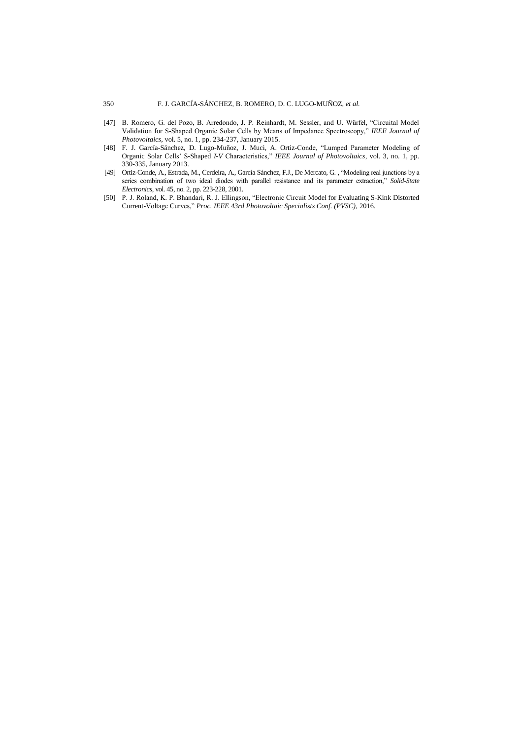[47] B. Romero, G. del Pozo, B. Arredondo, J. P. Reinhardt, M. Sessler, and U. Würfel, "Circuital Model Validation for S-Shaped Organic Solar Cells by Means of Impedance Spectroscopy," *IEEE Journal of Photovoltaics*, vol. 5, no. 1, pp. 234-237, January 2015.

[48] F. J. García-Sánchez, D. Lugo-Muñoz, J. Muci, A. Ortiz-Conde, "Lumped Parameter Modeling of Organic Solar Cells' S-Shaped *I-V* Characteristics," *IEEE Journal of Photovoltaics*, vol. 3, no. 1, pp. 330-335, January 2013.

[49] Ortiz-Conde, A., Estrada, M., Cerdeira, A., García Sánchez, F.J., De Mercato, G. , "Modeling real junctions by a series combination of two ideal diodes with parallel resistance and its parameter extraction," *Solid-State Electronics*, vol. 45, no. 2, pp. 223-228, 2001.

[50] P. J. Roland, K. P. Bhandari, R. J. Ellingson, "Electronic Circuit Model for Evaluating S-Kink Distorted Current-Voltage Curves," *Proc. IEEE 43rd Photovoltaic Specialists Conf. (PVSC)*, 2016.